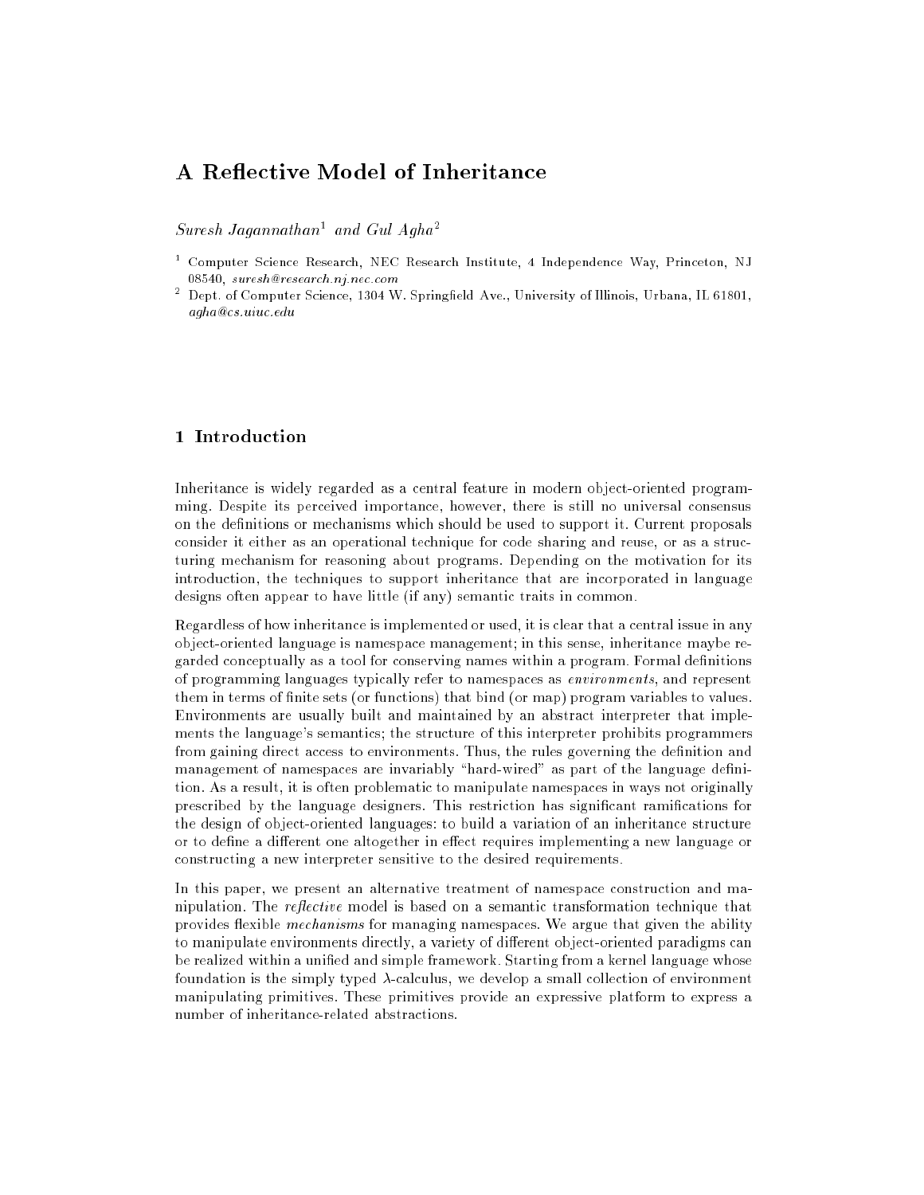# A Reflective Model of Inheritance

*Suresh Jagannathan*[1] *and Gul Agha*[2]

[1] Computer Science Research, NEC Research Institute, 4 Independence Way, Princeton, NJ 08540, *suresh@research.nj.nec.com*

[2] Dept. of Computer Science, 1304 W. Springfield Ave., University of Illinois, Urbana, IL 61801, *agha@cs.uiuc.edu*

## 1 Introduction

Inheritance is widely regarded as a central feature in modern object-oriented programming. Despite its perceived importance, however, there is still no universal consensus on the definitions or mechanisms which should be used to support it. Current proposals consider it either as an operational technique for code sharing and reuse, or as a structuring mechanism for reasoning about programs. Depending on the motivation for its introduction, the techniques to support inheritance that are incorporated in language designs often appear to have little (if any) semantic traits in common.

Regardless of how inheritance is implemented or used, it is clear that a central issue in any object-oriented language is namespace management; in this sense, inheritance maybe regarded conceptually as a tool for conserving names within a program. Formal definitions of programming languages typically refer to namespaces as *environments*, and represent them in terms of finite sets (or functions) that bind (or map) program variables to values. Environments are usually built and maintained by an abstract interpreter that implements the language's semantics; the structure of this interpreter prohibits programmers from gaining direct access to environments. Thus, the rules governing the definition and management of namespaces are invariably "hard-wired" as part of the language definition. As a result, it is often problematic to manipulate namespaces in ways not originally prescribed by the language designers. This restriction has significant ramifications for the design of object-oriented languages: to build a variation of an inheritance structure or to define a different one altogether in effect requires implementing a new language or constructing a new interpreter sensitive to the desired requirements.

In this paper, we present an alternative treatment of namespace construction and manipulation. The *reflective* model is based on a semantic transformation technique that provides flexible *mechanisms* for managing namespaces. We argue that given the ability to manipulate environments directly, a variety of different object-oriented paradigms can be realized within a unified and simple framework. Starting from a kernel language whose foundation is the simply typed $\lambda$-calculus, we develop a small collection of environment manipulating primitives. These primitives provide an expressive platform to express a number of inheritance-related abstractions.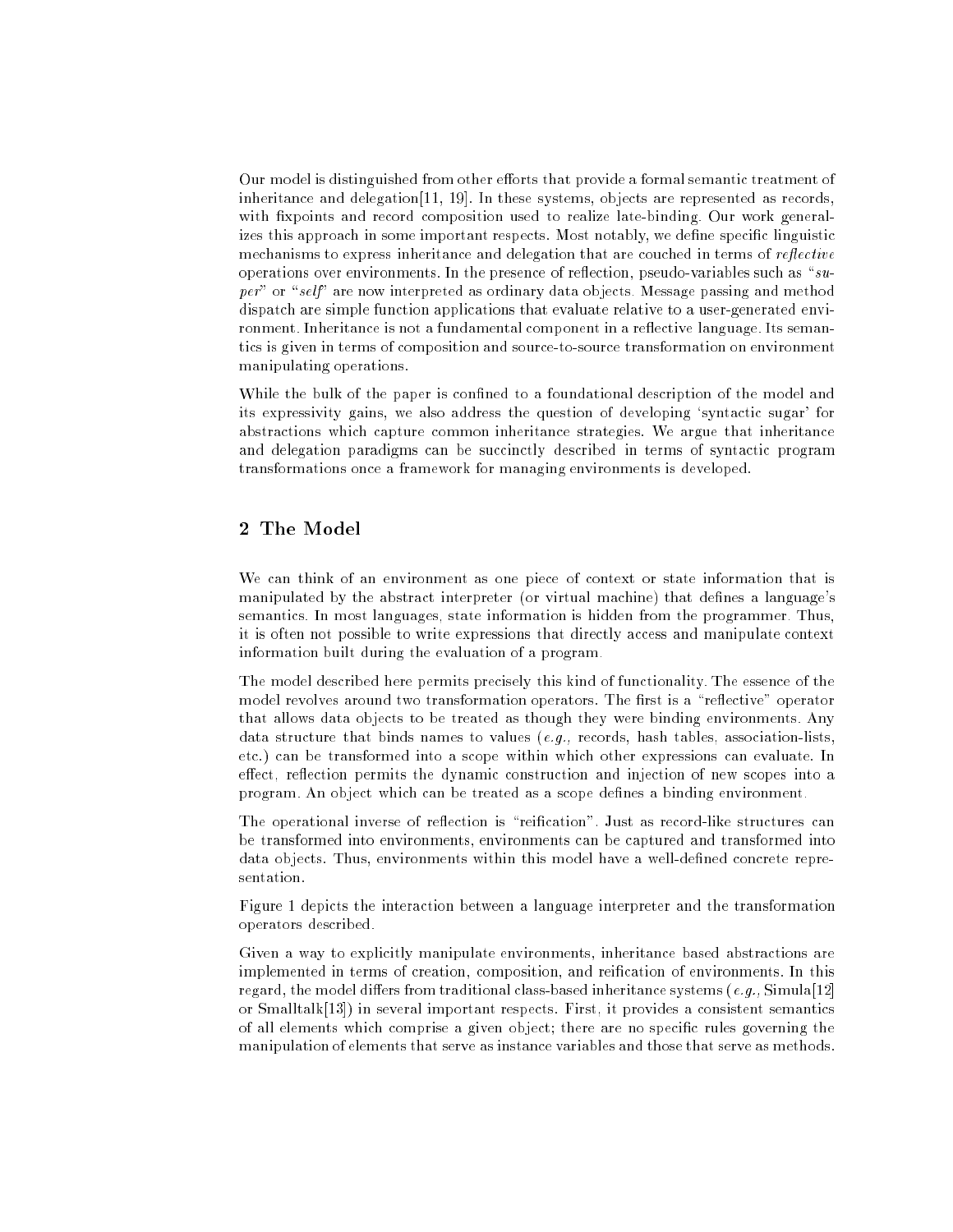Our model is distinguished from other efforts that provide a formal semantic treatment of inheritance and delegation[11, 19]. In these systems, objects are represented as records, with fixpoints and record composition used to realize late-binding. Our work generalizes this approach in some important respects. Most notably, we define specific linguistic mechanisms to express inheritance and delegation that are couched in terms of *reflective* operations over environments. In the presence of reflection, pseudo-variables such as "*super*" or "*self*" are now interpreted as ordinary data objects. Message passing and method dispatch are simple function applications that evaluate relative to a user-generated environment. Inheritance is not a fundamental component in a reflective language. Its semantics is given in terms of composition and source-to-source transformation on environment manipulating operations.

While the bulk of the paper is confined to a foundational description of the model and its expressivity gains, we also address the question of developing 'syntactic sugar' for abstractions which capture common inheritance strategies. We argue that inheritance and delegation paradigms can be succinctly described in terms of syntactic program transformations once a framework for managing environments is developed.

## 2 The Model

We can think of an environment as one piece of context or state information that is manipulated by the abstract interpreter (or virtual machine) that defines a language's semantics. In most languages, state information is hidden from the programmer. Thus, it is often not possible to write expressions that directly access and manipulate context information built during the evaluation of a program.

The model described here permits precisely this kind of functionality. The essence of the model revolves around two transformation operators. The first is a "reflective" operator that allows data objects to be treated as though they were binding environments. Any data structure that binds names to values (*e.g.,* records, hash tables, association-lists, etc.) can be transformed into a scope within which other expressions can evaluate. In effect, reflection permits the dynamic construction and injection of new scopes into a program. An object which can be treated as a scope defines a binding environment.

The operational inverse of reflection is "reification". Just as record-like structures can be transformed into environments, environments can be captured and transformed into data objects. Thus, environments within this model have a well-defined concrete representation.

Figure 1 depicts the interaction between a language interpreter and the transformation operators described.

Given a way to explicitly manipulate environments, inheritance based abstractions are implemented in terms of creation, composition, and reification of environments. In this regard, the model differs from traditional class-based inheritance systems (*e.g.,* Simula[12] or Smalltalk[13]) in several important respects. First, it provides a consistent semantics of all elements which comprise a given object; there are no specific rules governing the manipulation of elements that serve as instance variables and those that serve as methods.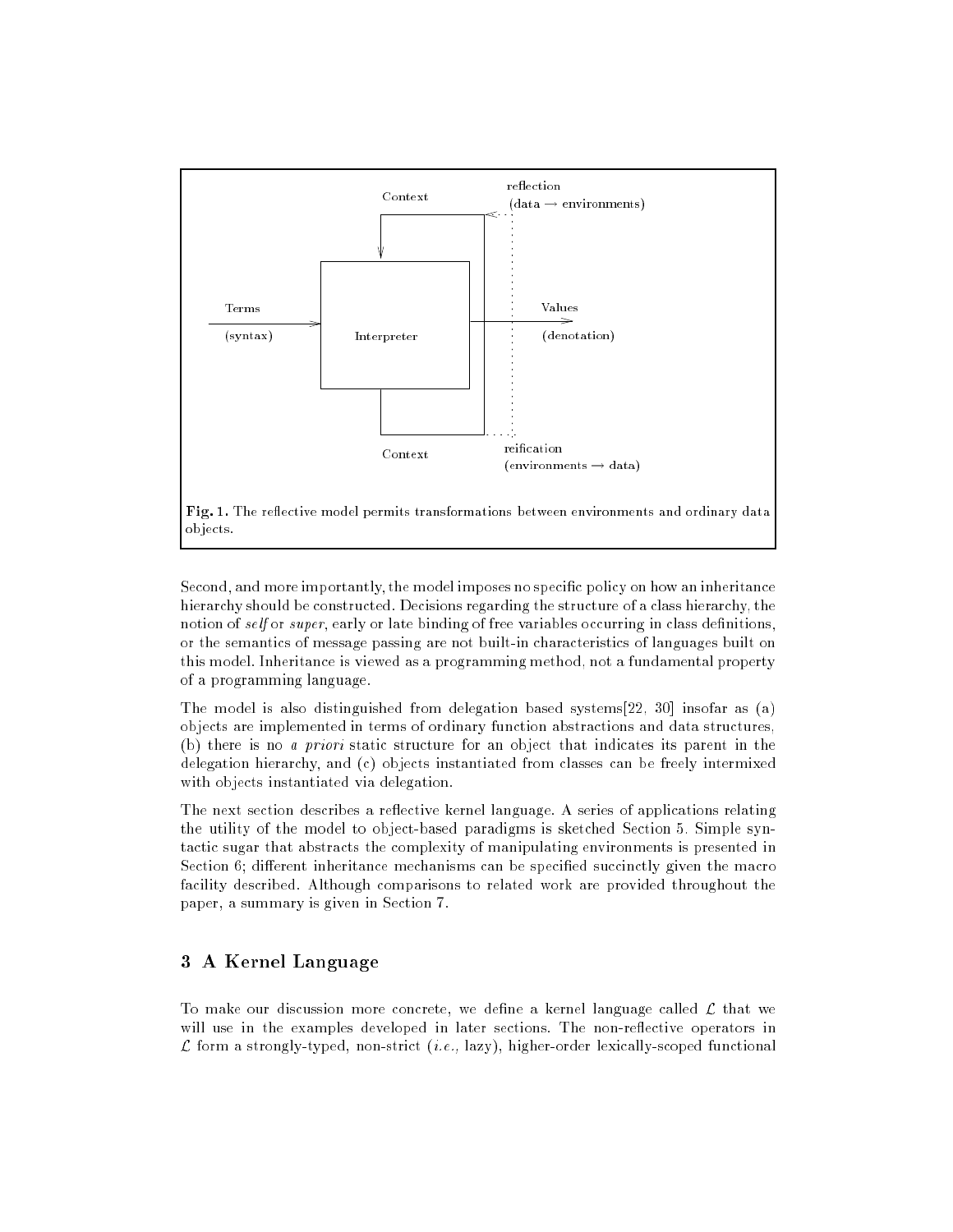Fig. 1. The reflective model permits transformations between environments and ordinary data objects.

Second, and more importantly, the model imposes no specific policy on how an inheritance hierarchy should be constructed. Decisions regarding the structure of a class hierarchy, the notion of *self* or *super*, early or late binding of free variables occurring in class definitions, or the semantics of message passing are not built-in characteristics of languages built on this model. Inheritance is viewed as a programming method, not a fundamental property of a programming language.

The model is also distinguished from delegation based systems[22, 30] insofar as (a) objects are implemented in terms of ordinary function abstractions and data structures, (b) there is no *a priori* static structure for an object that indicates its parent in the delegation hierarchy, and (c) objects instantiated from classes can be freely intermixed with objects instantiated via delegation.

The next section describes a reflective kernel language. A series of applications relating the utility of the model to object-based paradigms is sketched Section 5. Simple syntactic sugar that abstracts the complexity of manipulating environments is presented in Section 6; different inheritance mechanisms can be specified succinctly given the macro facility described. Although comparisons to related work are provided throughout the paper, a summary is given in Section 7.

## 3 A Kernel Language

To make our discussion more concrete, we define a kernel language called $\mathcal{L}$ that we will use in the examples developed in later sections. The non-reflective operators in $\mathcal{L}$ form a strongly-typed, non-strict (*i.e.,* lazy), higher-order lexically-scoped functional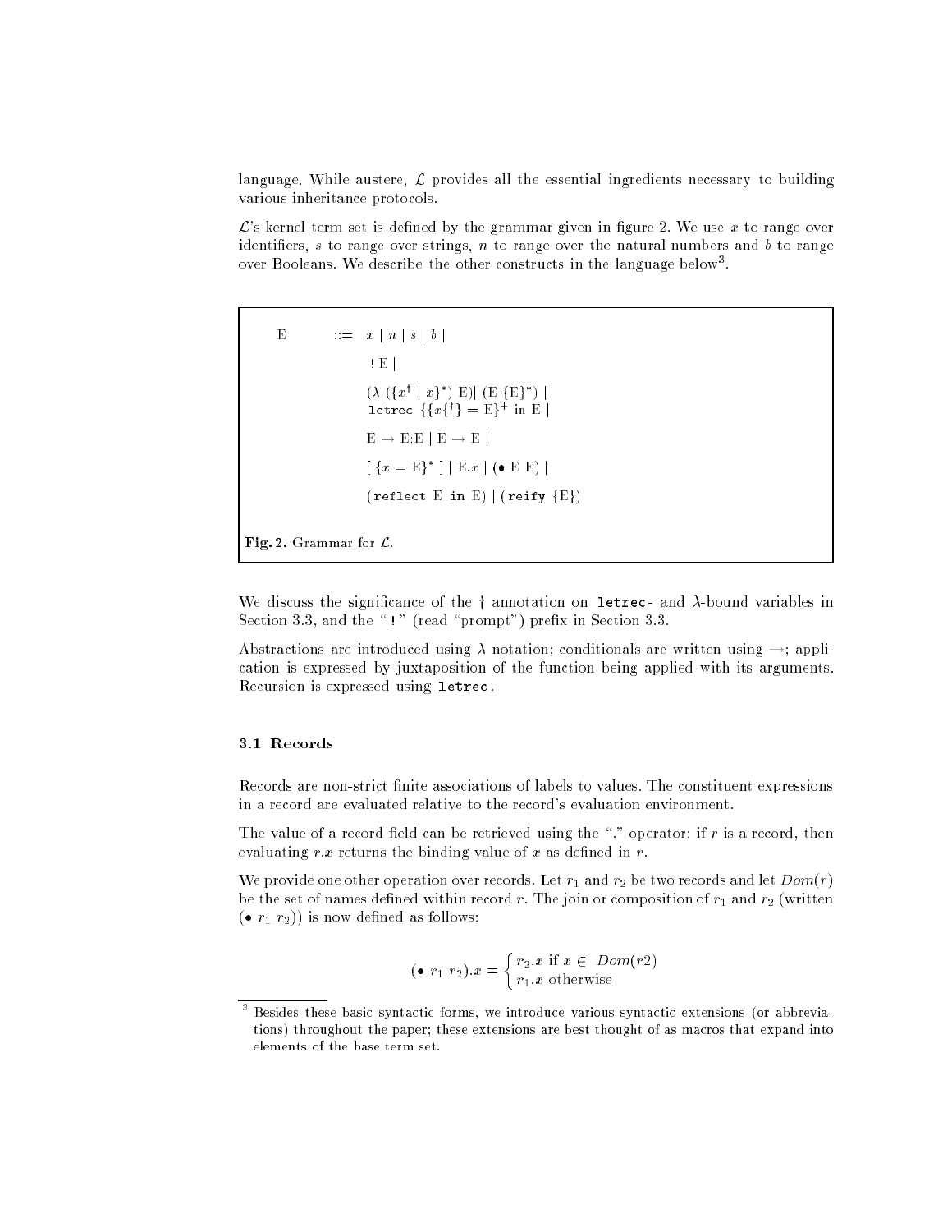language. While austere, $\mathcal{L}$ provides all the essential ingredients necessary to building various inheritance protocols.

$\mathcal{L}$'s kernel term set is defined by the grammar given in figure 2. We use $x$ to range over identifiers, $s$ to range over strings, $n$ to range over the natural numbers and $b$ to range over Booleans. We describe the other constructs in the language below[3].

$$
\begin{array}{lll}
\mathrm{E} & ::= & x \mid n \mid s \mid b \mid \\
& & \texttt{!}\,\mathrm{E} \mid \\
& & (\lambda\ (\{x^{\dagger} \mid x\}^{*})\ \mathrm{E}) \mid (\mathrm{E}\ \{\mathrm{E}\}^{*}) \mid \\
& & \texttt{letrec}\ \{\{x\{^{\dagger}\} = \mathrm{E}\}^{+}\ \texttt{in}\ \mathrm{E} \mid \\
& & \mathrm{E} \rightarrow \mathrm{E};\mathrm{E} \mid \mathrm{E} \rightarrow \mathrm{E} \mid \\
& & [\ \{x = \mathrm{E}\}^{*}\ ] \mid \mathrm{E}.x \mid (\bullet\ \mathrm{E}\ \mathrm{E}) \mid \\
& & (\texttt{reflect}\ \mathrm{E}\ \texttt{in}\ \mathrm{E}) \mid (\texttt{reify}\ \{\mathrm{E}\})
\end{array}
$$

**Fig. 2.** Grammar for $\mathcal{L}$.

We discuss the significance of the † annotation on `letrec`- and $\lambda$-bound variables in Section 3.3, and the "`!`" (read "prompt") prefix in Section 3.3.

Abstractions are introduced using $\lambda$ notation; conditionals are written using $\rightarrow$; application is expressed by juxtaposition of the function being applied with its arguments. Recursion is expressed using `letrec`.

### 3.1 Records

Records are non-strict finite associations of labels to values. The constituent expressions in a record are evaluated relative to the record's evaluation environment.

The value of a record field can be retrieved using the "." operator: if $r$ is a record, then evaluating $r.x$ returns the binding value of $x$ as defined in $r$.

We provide one other operation over records. Let $r_1$ and $r_2$ be two records and let $Dom(r)$ be the set of names defined within record $r$. The join or composition of $r_1$ and $r_2$ (written $(\bullet\ r_1\ r_2)$) is now defined as follows:

$$
(\bullet\ r_1\ r_2).x = \begin{cases} r_2.x \text{ if } x \in\ Dom(r2) \\ r_1.x \text{ otherwise} \end{cases}
$$

[3] Besides these basic syntactic forms, we introduce various syntactic extensions (or abbreviations) throughout the paper; these extensions are best thought of as macros that expand into elements of the base term set.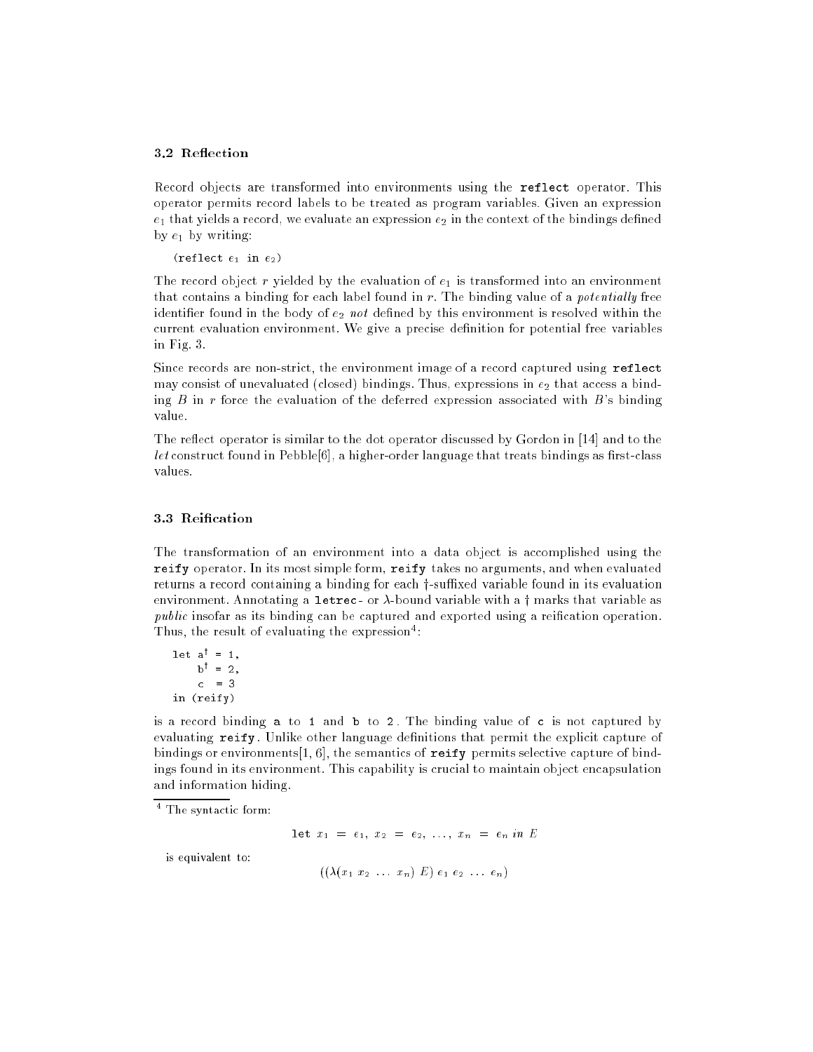### 3.2 Reflection

Record objects are transformed into environments using the `reflect` operator. This operator permits record labels to be treated as program variables. Given an expression $e_1$ that yields a record, we evaluate an expression $e_2$ in the context of the bindings defined by $e_1$ by writing:

```
(reflect e1 in e2)
```

The record object $r$ yielded by the evaluation of $e_1$ is transformed into an environment that contains a binding for each label found in $r$. The binding value of a *potentially* free identifier found in the body of $e_2$ *not* defined by this environment is resolved within the current evaluation environment. We give a precise definition for potential free variables in Fig. 3.

Since records are non-strict, the environment image of a record captured using `reflect` may consist of unevaluated (closed) bindings. Thus, expressions in $e_2$ that access a binding $B$ in $r$ force the evaluation of the deferred expression associated with $B$'s binding value.

The reflect operator is similar to the dot operator discussed by Gordon in [14] and to the *let* construct found in Pebble[6], a higher-order language that treats bindings as first-class values.

### 3.3 Reification

The transformation of an environment into a data object is accomplished using the `reify` operator. In its most simple form, `reify` takes no arguments, and when evaluated returns a record containing a binding for each †-suffixed variable found in its evaluation environment. Annotating a `letrec`- or $\lambda$-bound variable with a † marks that variable as *public* insofar as its binding can be captured and exported using a reification operation. Thus, the result of evaluating the expression[4]:

```
let a† = 1,
    b† = 2,
    c  = 3
in (reify)
```

is a record binding `a` to `1` and `b` to `2`. The binding value of `c` is not captured by evaluating `reify`. Unlike other language definitions that permit the explicit capture of bindings or environments[1, 6], the semantics of `reify` permits selective capture of bindings found in its environment. This capability is crucial to maintain object encapsulation and information hiding.

---

[4] The syntactic form:

$$\texttt{let } x_1 = e_1,\ x_2 = e_2,\ \ldots,\ x_n = e_n \textit{ in } E$$

is equivalent to:

$$((\lambda(x_1\ x_2\ \ldots\ x_n)\ E)\ e_1\ e_2\ \ldots\ e_n)$$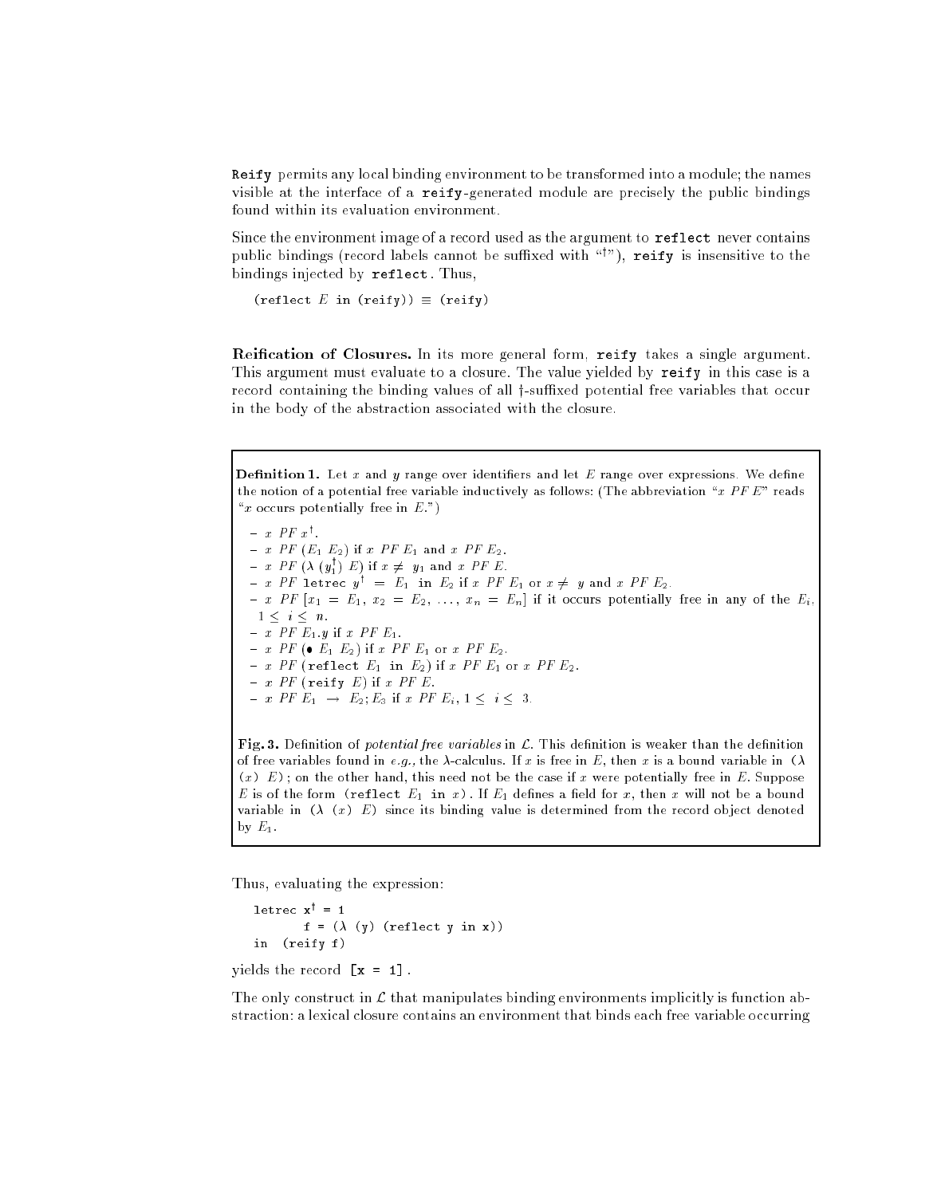`Reify` permits any local binding environment to be transformed into a module; the names visible at the interface of a `reify`-generated module are precisely the public bindings found within its evaluation environment.

Since the environment image of a record used as the argument to `reflect` never contains public bindings (record labels cannot be suffixed with "†"), `reify` is insensitive to the bindings injected by `reflect`. Thus,

```
(reflect E in (reify)) ≡ (reify)
```

**Reification of Closures.** In its more general form, `reify` takes a single argument. This argument must evaluate to a closure. The value yielded by `reify` in this case is a record containing the binding values of all †-suffixed potential free variables that occur in the body of the abstraction associated with the closure.

**Definition 1.** Let $x$ and $y$ range over identifiers and let $E$ range over expressions. We define the notion of a potential free variable inductively as follows: (The abbreviation "$x$ *PF* $E$" reads "$x$ occurs potentially free in $E$.")

- $x$ *PF* $x^\dagger$.
- $x$ *PF* $(E_1\ E_2)$ if $x$ *PF* $E_1$ and $x$ *PF* $E_2$.
- $x$ *PF* $(\lambda\ (y_1^\dagger)\ E)$ if $x \neq y_1$ and $x$ *PF* $E$.
- $x$ *PF* `letrec` $y^\dagger = E_1$ `in` $E_2$ if $x$ *PF* $E_1$ or $x \neq y$ and $x$ *PF* $E_2$.
- $x$ *PF* $[x_1 = E_1,\ x_2 = E_2,\ \ldots,\ x_n = E_n]$ if it occurs potentially free in any of the $E_i$, $1 \leq i \leq n$.
- $x$ *PF* $E_1.y$ if $x$ *PF* $E_1$.
- $x$ *PF* $(\bullet\ E_1\ E_2)$ if $x$ *PF* $E_1$ or $x$ *PF* $E_2$.
- $x$ *PF* `(reflect` $E_1$ `in` $E_2$`)` if $x$ *PF* $E_1$ or $x$ *PF* $E_2$.
- $x$ *PF* `(reify` $E$`)` if $x$ *PF* $E$.
- $x$ *PF* $E_1 \rightarrow E_2; E_3$ if $x$ *PF* $E_i$, $1 \leq i \leq 3$.

**Fig. 3.** Definition of *potential free variables* in $\mathcal{L}$. This definition is weaker than the definition of free variables found in *e.g.,* the λ-calculus. If $x$ is free in $E$, then $x$ is a bound variable in $(\lambda\ (x)\ E)$; on the other hand, this need not be the case if $x$ were potentially free in $E$. Suppose $E$ is of the form `(reflect` $E_1$ `in` $x$`)`. If $E_1$ defines a field for $x$, then $x$ will not be a bound variable in $(\lambda\ (x)\ E)$ since its binding value is determined from the record object denoted by $E_1$.

Thus, evaluating the expression:

```
letrec x† = 1
       f = (λ (y) (reflect y in x))
in  (reify f)
```

yields the record `[x = 1]`.

The only construct in $\mathcal{L}$ that manipulates binding environments implicitly is function abstraction: a lexical closure contains an environment that binds each free variable occurring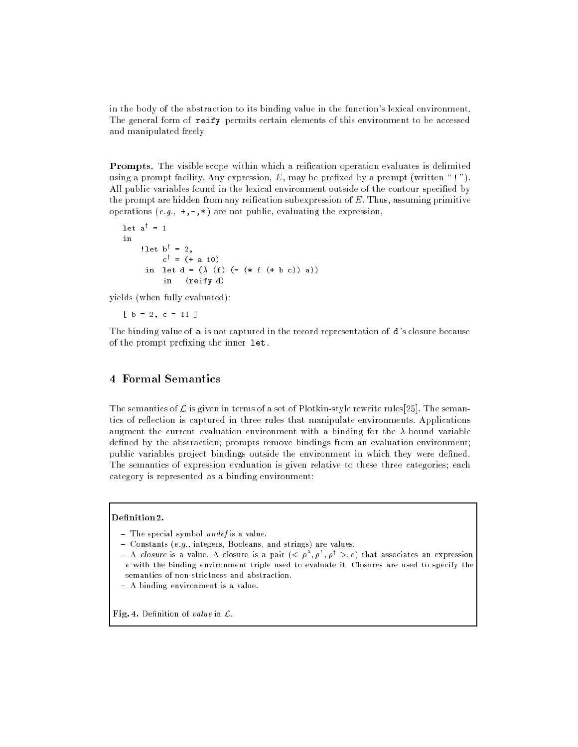in the body of the abstraction to its binding value in the function's lexical environment. The general form of `reify` permits certain elements of this environment to be accessed and manipulated freely.

**Prompts.** The visible scope within which a reification operation evaluates is delimited using a prompt facility. Any expression, $E$, may be prefixed by a prompt (written "`!`"). All public variables found in the lexical environment outside of the contour specified by the prompt are hidden from any reification subexpression of $E$. Thus, assuming primitive operations (*e.g.,* `+`,`-`,`*`) are not public, evaluating the expression,

```
let a† = 1
in
    !let b† = 2,
         c† = (+ a 10)
     in  let d = (λ (f) (- (* f (+ b c)) a))
         in   (reify d)
```

yields (when fully evaluated):

```
[ b = 2, c = 11 ]
```

The binding value of `a` is not captured in the record representation of `d`'s closure because of the prompt prefixing the inner `let`.

## 4 Formal Semantics

The semantics of $\mathcal{L}$ is given in terms of a set of Plotkin-style rewrite rules[25]. The semantics of reflection is captured in three rules that manipulate environments. Applications augment the current evaluation environment with a binding for the $\lambda$-bound variable defined by the abstraction; prompts remove bindings from an evaluation environment; public variables project bindings outside the environment in which they were defined. The semantics of expression evaluation is given relative to these three categories; each category is represented as a binding environment:

**Definition 2.**

- The special symbol *undef* is a value.
- Constants (*e.g.,* integers, Booleans, and strings) are values.
- A *closure* is a value. A closure is a pair $(<\rho^{\lambda}, \rho^{!}, \rho^{\dagger}>, e)$ that associates an expression $e$ with the binding environment triple used to evaluate it. Closures are used to specify the semantics of non-strictness and abstraction.
- A binding environment is a value.

**Fig. 4.** Definition of *value* in $\mathcal{L}$.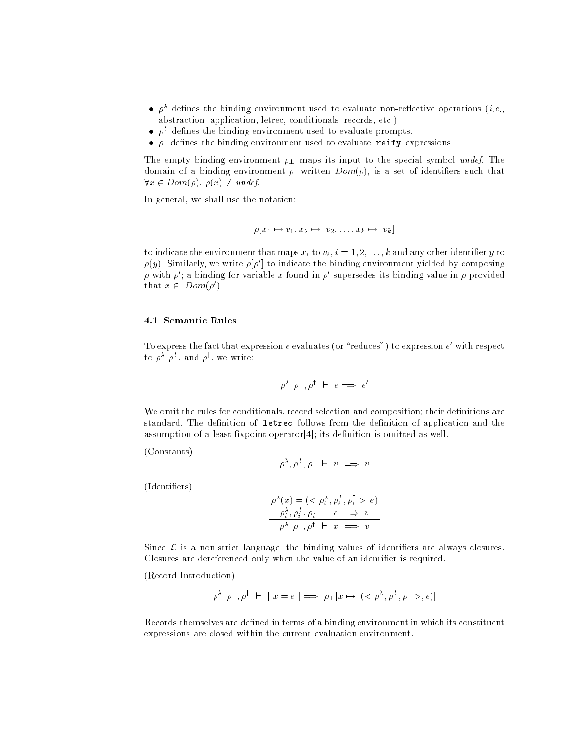- $\rho^\lambda$ defines the binding environment used to evaluate non-reflective operations (*i.e.,* abstraction, application, letrec, conditionals, records, etc.)
- $\rho^!$ defines the binding environment used to evaluate prompts.
- $\rho^\dagger$ defines the binding environment used to evaluate `reify` expressions.

The empty binding environment $\rho_\perp$ maps its input to the special symbol *undef*. The domain of a binding environment $\rho$, written $Dom(\rho)$, is a set of identifiers such that $\forall x \in Dom(\rho)$, $\rho(x) \neq$ *undef*.

In general, we shall use the notation:

$$\rho[x_1 \mapsto v_1, x_2 \mapsto v_2, \ldots, x_k \mapsto v_k]$$

to indicate the environment that maps $x_i$ to $v_i$, $i = 1, 2, \ldots, k$ and any other identifier $y$ to $\rho(y)$. Similarly, we write $\rho[\rho']$ to indicate the binding environment yielded by composing $\rho$ with $\rho'$; a binding for variable $x$ found in $\rho'$ supersedes its binding value in $\rho$ provided that $x \in Dom(\rho')$.

### 4.1 Semantic Rules

To express the fact that expression $e$ evaluates (or "reduces") to expression $e'$ with respect to $\rho^\lambda$, $\rho^!$, and $\rho^\dagger$, we write:

$$\rho^\lambda, \rho^!, \rho^\dagger \vdash e \Longrightarrow e'$$

We omit the rules for conditionals, record selection and composition; their definitions are standard. The definition of **letrec** follows from the definition of application and the assumption of a least fixpoint operator[4]; its definition is omitted as well.

(Constants)

$$\rho^\lambda, \rho^!, \rho^\dagger \vdash v \Longrightarrow v$$

(Identifiers)

$$\frac{\rho^\lambda(x) = (<\rho_i^\lambda, \rho_i^!, \rho_i^\dagger>, e) \qquad \rho_i^\lambda, \rho_i^!, \rho_i^\dagger \vdash e \Longrightarrow v}{\rho^\lambda, \rho^!, \rho^\dagger \vdash x \Longrightarrow v}$$

Since $\mathcal{L}$ is a non-strict language, the binding values of identifiers are always closures. Closures are dereferenced only when the value of an identifier is required.

(Record Introduction)

$$\rho^\lambda, \rho^!, \rho^\dagger \vdash [\ x = e\ ] \Longrightarrow \rho_\perp[x \mapsto (<\rho^\lambda, \rho^!, \rho^\dagger>, e)]$$

Records themselves are defined in terms of a binding environment in which its constituent expressions are closed within the current evaluation environment.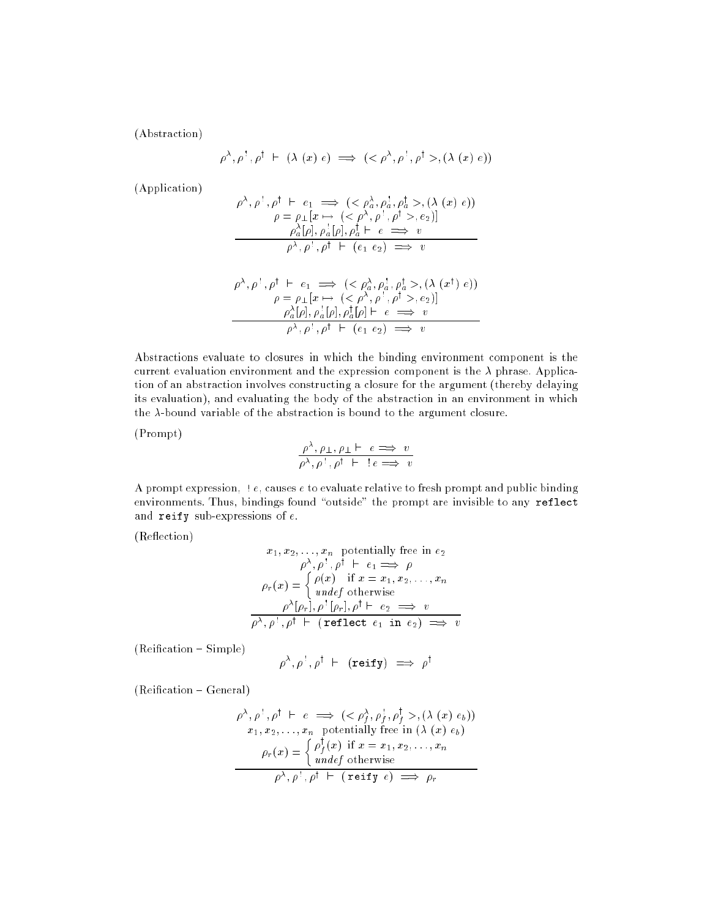(Abstraction)

$$\rho^\lambda, \rho^!, \rho^\dagger \ \vdash \ (\lambda \ (x) \ e) \implies (<\rho^\lambda, \rho^!, \rho^\dagger>, (\lambda \ (x) \ e))$$

(Application)

$$\frac{\begin{array}{c} \rho^\lambda, \rho^!, \rho^\dagger \ \vdash \ e_1 \implies (<\rho_a^\lambda, \rho_a^!, \rho_a^\dagger>, (\lambda \ (x) \ e)) \\ \rho = \rho_\perp[x \mapsto (<\rho^\lambda, \rho^!, \rho^\dagger>, e_2)] \\ \rho_a^\lambda[\rho], \rho_a^![\rho], \rho_a^\dagger \vdash \ e \implies v \end{array}}{\rho^\lambda, \rho^!, \rho^\dagger \ \vdash \ (e_1 \ e_2) \implies v}$$

$$\frac{\begin{array}{c} \rho^\lambda, \rho^!, \rho^\dagger \ \vdash \ e_1 \implies (<\rho_a^\lambda, \rho_a^!, \rho_a^\dagger>, (\lambda \ (x^\dagger) \ e)) \\ \rho = \rho_\perp[x \mapsto (<\rho^\lambda, \rho^!, \rho^\dagger>, e_2)] \\ \rho_a^\lambda[\rho], \rho_a^![\rho], \rho_a^\dagger[\rho] \vdash \ e \implies v \end{array}}{\rho^\lambda, \rho^!, \rho^\dagger \ \vdash \ (e_1 \ e_2) \implies v}$$

Abstractions evaluate to closures in which the binding environment component is the current evaluation environment and the expression component is the $\lambda$ phrase. Application of an abstraction involves constructing a closure for the argument (thereby delaying its evaluation), and evaluating the body of the abstraction in an environment in which the $\lambda$-bound variable of the abstraction is bound to the argument closure.

(Prompt)

$$\frac{\rho^\lambda, \rho_\perp, \rho_\perp \vdash \ e \implies v}{\rho^\lambda, \rho^!, \rho^\dagger \ \vdash \ !\, e \implies v}$$

A prompt expression, $!\, e$, causes $e$ to evaluate relative to fresh prompt and public binding environments. Thus, bindings found "outside" the prompt are invisible to any `reflect` and `reify` sub-expressions of $e$.

(Reflection)

$$\frac{\begin{array}{c} x_1, x_2, \ldots, x_n \ \text{ potentially free in } e_2 \\ \rho^\lambda, \rho^!, \rho^\dagger \ \vdash \ e_1 \implies \rho \\ \rho_r(x) = \begin{cases} \rho(x) & \text{if } x = x_1, x_2, \ldots, x_n \\ \mathit{undef} & \text{otherwise} \end{cases} \\ \rho^\lambda[\rho_r], \rho^![\rho_r], \rho^\dagger \vdash \ e_2 \implies v \end{array}}{\rho^\lambda, \rho^!, \rho^\dagger \ \vdash \ (\texttt{reflect} \ e_1 \ \texttt{in} \ e_2) \implies v}$$

(Reification – Simple)

$$\rho^\lambda, \rho^!, \rho^\dagger \ \vdash \ (\texttt{reify}) \implies \rho^\dagger$$

(Reification – General)

$$\frac{\begin{array}{c} \rho^\lambda, \rho^!, \rho^\dagger \ \vdash \ e \implies (<\rho_f^\lambda, \rho_f^!, \rho_f^\dagger>, (\lambda \ (x) \ e_b)) \\ x_1, x_2, \ldots, x_n \ \text{ potentially free in } (\lambda \ (x) \ e_b) \\ \rho_r(x) = \begin{cases} \rho_f^\dagger(x) & \text{if } x = x_1, x_2, \ldots, x_n \\ \mathit{undef} & \text{otherwise} \end{cases} \end{array}}{\rho^\lambda, \rho^!, \rho^\dagger \ \vdash \ (\texttt{reify} \ e) \implies \rho_r}$$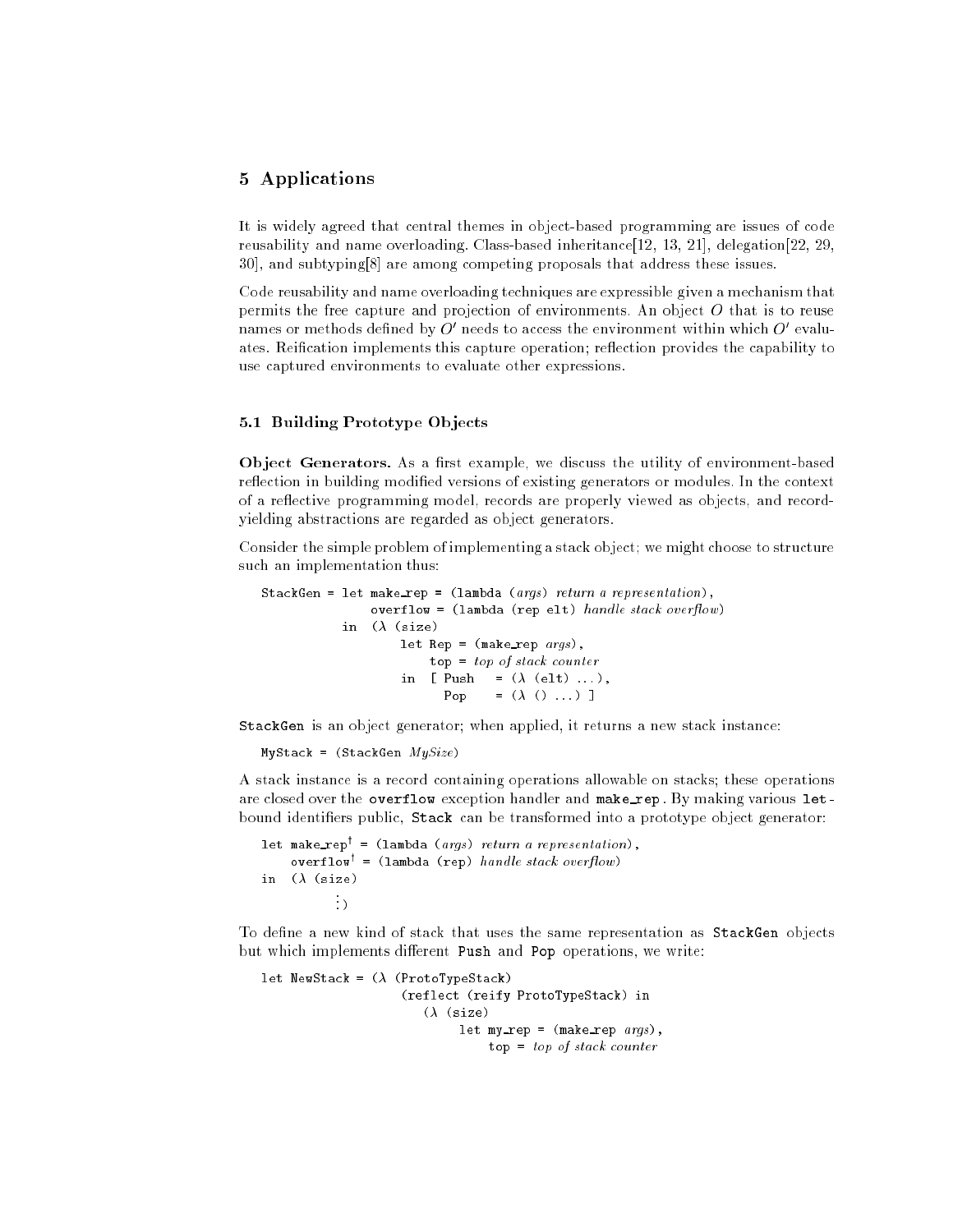## 5 Applications

It is widely agreed that central themes in object-based programming are issues of code reusability and name overloading. Class-based inheritance[12, 13, 21], delegation[22, 29, 30], and subtyping[8] are among competing proposals that address these issues.

Code reusability and name overloading techniques are expressible given a mechanism that permits the free capture and projection of environments. An object $O$ that is to reuse names or methods defined by $O'$ needs to access the environment within which $O'$ evaluates. Reification implements this capture operation; reflection provides the capability to use captured environments to evaluate other expressions.

### 5.1 Building Prototype Objects

**Object Generators.** As a first example, we discuss the utility of environment-based reflection in building modified versions of existing generators or modules. In the context of a reflective programming model, records are properly viewed as objects, and record-yielding abstractions are regarded as object generators.

Consider the simple problem of implementing a stack object; we might choose to structure such an implementation thus:

```
StackGen = let make_rep = (lambda (args) return a representation),
               overflow = (lambda (rep elt) handle stack overflow)
           in  (λ (size)
                  let Rep = (make_rep args),
                      top = top of stack counter
                  in  [ Push   = (λ (elt) ...),
                        Pop    = (λ () ...) ]
```

`StackGen` is an object generator; when applied, it returns a new stack instance:

```
MyStack = (StackGen MySize)
```

A stack instance is a record containing operations allowable on stacks; these operations are closed over the `overflow` exception handler and `make_rep`. By making various `let`-bound identifiers public, `Stack` can be transformed into a prototype object generator:

```
let make_rep† = (lambda (args) return a representation),
    overflow† = (lambda (rep) handle stack overflow)
in  (λ (size)
         ⋮ )
```

To define a new kind of stack that uses the same representation as `StackGen` objects but which implements different `Push` and `Pop` operations, we write:

```
let NewStack = (λ (ProtoTypeStack)
                  (reflect (reify ProtoTypeStack) in
                     (λ (size)
                          let my_rep = (make_rep args),
                              top = top of stack counter
```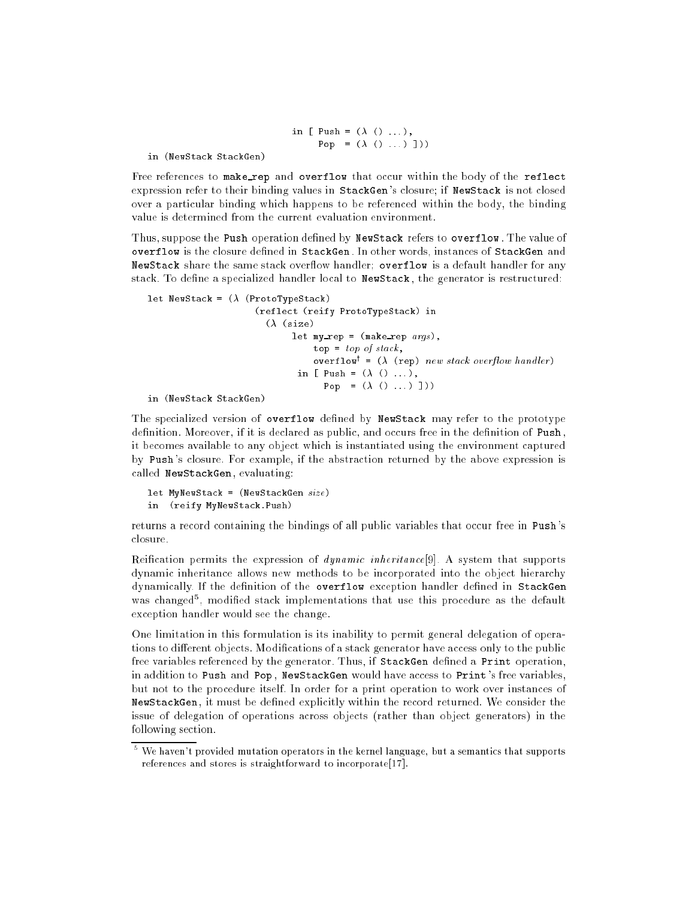```
                              in [ Push = (λ () ...),
                                   Pop  = (λ () ...) ]))
   in (NewStack StackGen)
```

Free references to make_rep and overflow that occur within the body of the reflect expression refer to their binding values in StackGen's closure; if NewStack is not closed over a particular binding which happens to be referenced within the body, the binding value is determined from the current evaluation environment.

Thus, suppose the Push operation defined by NewStack refers to overflow. The value of overflow is the closure defined in StackGen. In other words, instances of StackGen and NewStack share the same stack overflow handler; overflow is a default handler for any stack. To define a specialized handler local to NewStack, the generator is restructured:

```
let NewStack = (λ (ProtoTypeStack)
                  (reflect (reify ProtoTypeStack) in
                    (λ (size)
                         let my_rep = (make_rep args),
                             top = top of stack,
                             overflow† = (λ (rep) new stack overflow handler)
                          in [ Push = (λ () ...),
                               Pop  = (λ () ...) ]))
in (NewStack StackGen)
```

The specialized version of overflow defined by NewStack may refer to the prototype definition. Moreover, if it is declared as public, and occurs free in the definition of Push, it becomes available to any object which is instantiated using the environment captured by Push's closure. For example, if the abstraction returned by the above expression is called NewStackGen, evaluating:

```
let MyNewStack = (NewStackGen size)
in  (reify MyNewStack.Push)
```

returns a record containing the bindings of all public variables that occur free in Push's closure.

Reification permits the expression of *dynamic inheritance*[9]. A system that supports dynamic inheritance allows new methods to be incorporated into the object hierarchy dynamically. If the definition of the overflow exception handler defined in StackGen was changed[5], modified stack implementations that use this procedure as the default exception handler would see the change.

One limitation in this formulation is its inability to permit general delegation of operations to different objects. Modifications of a stack generator have access only to the public free variables referenced by the generator. Thus, if StackGen defined a Print operation, in addition to Push and Pop, NewStackGen would have access to Print's free variables, but not to the procedure itself. In order for a print operation to work over instances of NewStackGen, it must be defined explicitly within the record returned. We consider the issue of delegation of operations across objects (rather than object generators) in the following section.

---

[5] We haven't provided mutation operators in the kernel language, but a semantics that supports references and stores is straightforward to incorporate[17].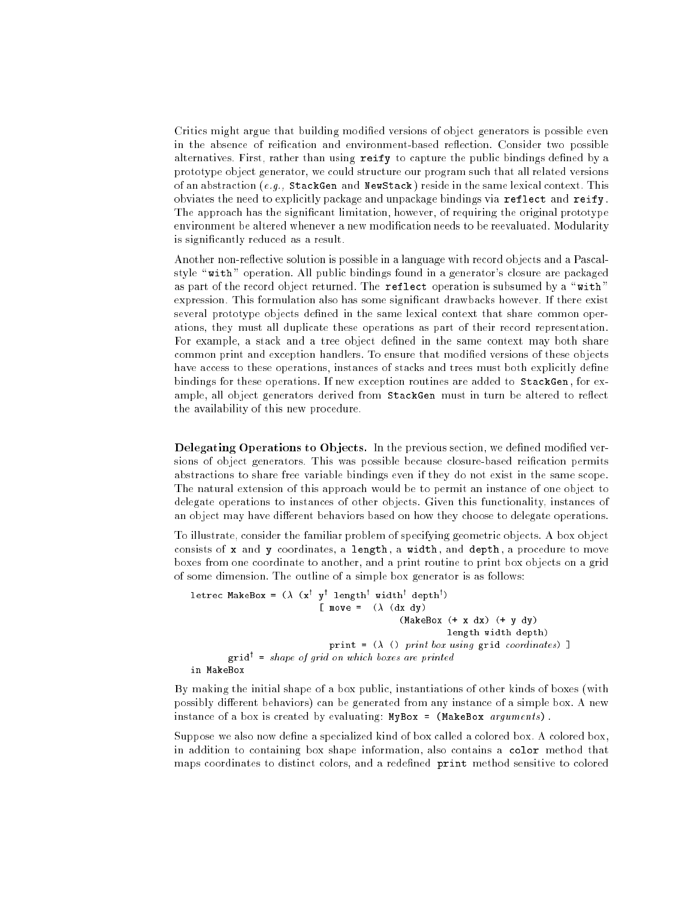Critics might argue that building modified versions of object generators is possible even in the absence of reification and environment-based reflection. Consider two possible alternatives. First, rather than using `reify` to capture the public bindings defined by a prototype object generator, we could structure our program such that all related versions of an abstraction (*e.g.,* `StackGen` and `NewStack`) reside in the same lexical context. This obviates the need to explicitly package and unpackage bindings via `reflect` and `reify`. The approach has the significant limitation, however, of requiring the original prototype environment be altered whenever a new modification needs to be reevaluated. Modularity is significantly reduced as a result.

Another non-reflective solution is possible in a language with record objects and a Pascal-style "`with`" operation. All public bindings found in a generator's closure are packaged as part of the record object returned. The `reflect` operation is subsumed by a "`with`" expression. This formulation also has some significant drawbacks however. If there exist several prototype objects defined in the same lexical context that share common operations, they must all duplicate these operations as part of their record representation. For example, a stack and a tree object defined in the same context may both share common print and exception handlers. To ensure that modified versions of these objects have access to these operations, instances of stacks and trees must both explicitly define bindings for these operations. If new exception routines are added to `StackGen`, for example, all object generators derived from `StackGen` must in turn be altered to reflect the availability of this new procedure.

**Delegating Operations to Objects.** In the previous section, we defined modified versions of object generators. This was possible because closure-based reification permits abstractions to share free variable bindings even if they do not exist in the same scope. The natural extension of this approach would be to permit an instance of one object to delegate operations to instances of other objects. Given this functionality, instances of an object may have different behaviors based on how they choose to delegate operations.

To illustrate, consider the familiar problem of specifying geometric objects. A box object consists of `x` and `y` coordinates, a `length`, a `width`, and `depth`, a procedure to move boxes from one coordinate to another, and a print routine to print box objects on a grid of some dimension. The outline of a simple box generator is as follows:

```
letrec MakeBox = (λ (x† y† length† width† depth†)
                      [ move =  (λ (dx dy)
                                    (MakeBox (+ x dx) (+ y dy)
                                             length width depth))
                        print = (λ () print box using grid coordinates) ]
       grid† = shape of grid on which boxes are printed
in MakeBox
```

By making the initial shape of a box public, instantiations of other kinds of boxes (with possibly different behaviors) can be generated from any instance of a simple box. A new instance of a box is created by evaluating: `MyBox = (MakeBox` *arguments*`)`.

Suppose we also now define a specialized kind of box called a colored box. A colored box, in addition to containing box shape information, also contains a `color` method that maps coordinates to distinct colors, and a redefined `print` method sensitive to colored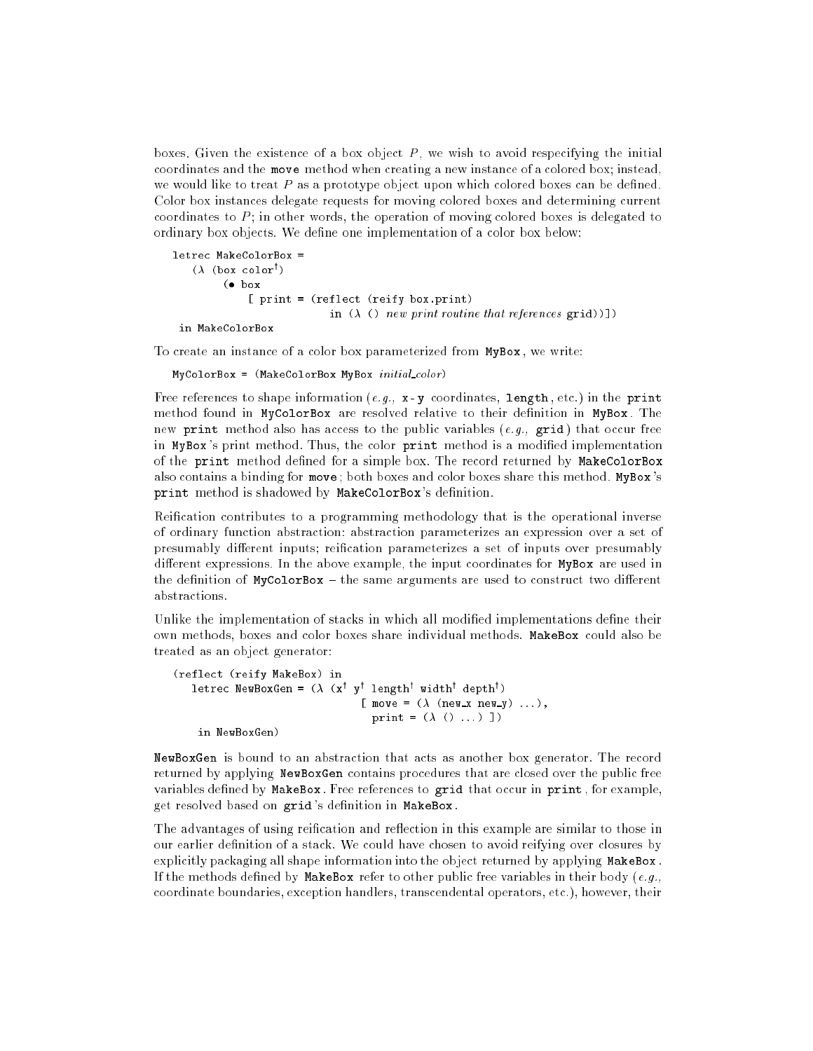boxes. Given the existence of a box object $P$, we wish to avoid respecifying the initial coordinates and the `move` method when creating a new instance of a colored box; instead, we would like to treat $P$ as a prototype object upon which colored boxes can be defined. Color box instances delegate requests for moving colored boxes and determining current coordinates to $P$; in other words, the operation of moving colored boxes is delegated to ordinary box objects. We define one implementation of a color box below:

```
letrec MakeColorBox =
   (λ (box color†)
       (• box
          [ print = (reflect (reify box.print)
                       in (λ () new print routine that references grid))])
 in MakeColorBox
```

To create an instance of a color box parameterized from `MyBox`, we write:

```
MyColorBox = (MakeColorBox MyBox initial_color)
```

Free references to shape information (*e.g.,* `x`-`y` coordinates, `length`, etc.) in the `print` method found in `MyColorBox` are resolved relative to their definition in `MyBox`. The new `print` method also has access to the public variables (*e.g.,* `grid`) that occur free in `MyBox`'s print method. Thus, the color `print` method is a modified implementation of the `print` method defined for a simple box. The record returned by `MakeColorBox` also contains a binding for `move`; both boxes and color boxes share this method. `MyBox`'s `print` method is shadowed by `MakeColorBox`'s definition.

Reification contributes to a programming methodology that is the operational inverse of ordinary function abstraction: abstraction parameterizes an expression over a set of presumably different inputs; reification parameterizes a set of inputs over presumably different expressions. In the above example, the input coordinates for `MyBox` are used in the definition of `MyColorBox` – the same arguments are used to construct two different abstractions.

Unlike the implementation of stacks in which all modified implementations define their own methods, boxes and color boxes share individual methods. `MakeBox` could also be treated as an object generator:

```
(reflect (reify MakeBox) in
   letrec NewBoxGen = (λ (x† y† length† width† depth†)
                            [ move = (λ (new_x new_y) ...),
                              print = (λ () ...) ])
     in NewBoxGen)
```

`NewBoxGen` is bound to an abstraction that acts as another box generator. The record returned by applying `NewBoxGen` contains procedures that are closed over the public free variables defined by `MakeBox`. Free references to `grid` that occur in `print`, for example, get resolved based on `grid`'s definition in `MakeBox`.

The advantages of using reification and reflection in this example are similar to those in our earlier definition of a stack. We could have chosen to avoid reifying over closures by explicitly packaging all shape information into the object returned by applying `MakeBox`. If the methods defined by `MakeBox` refer to other public free variables in their body (*e.g.,* coordinate boundaries, exception handlers, transcendental operators, etc.), however, their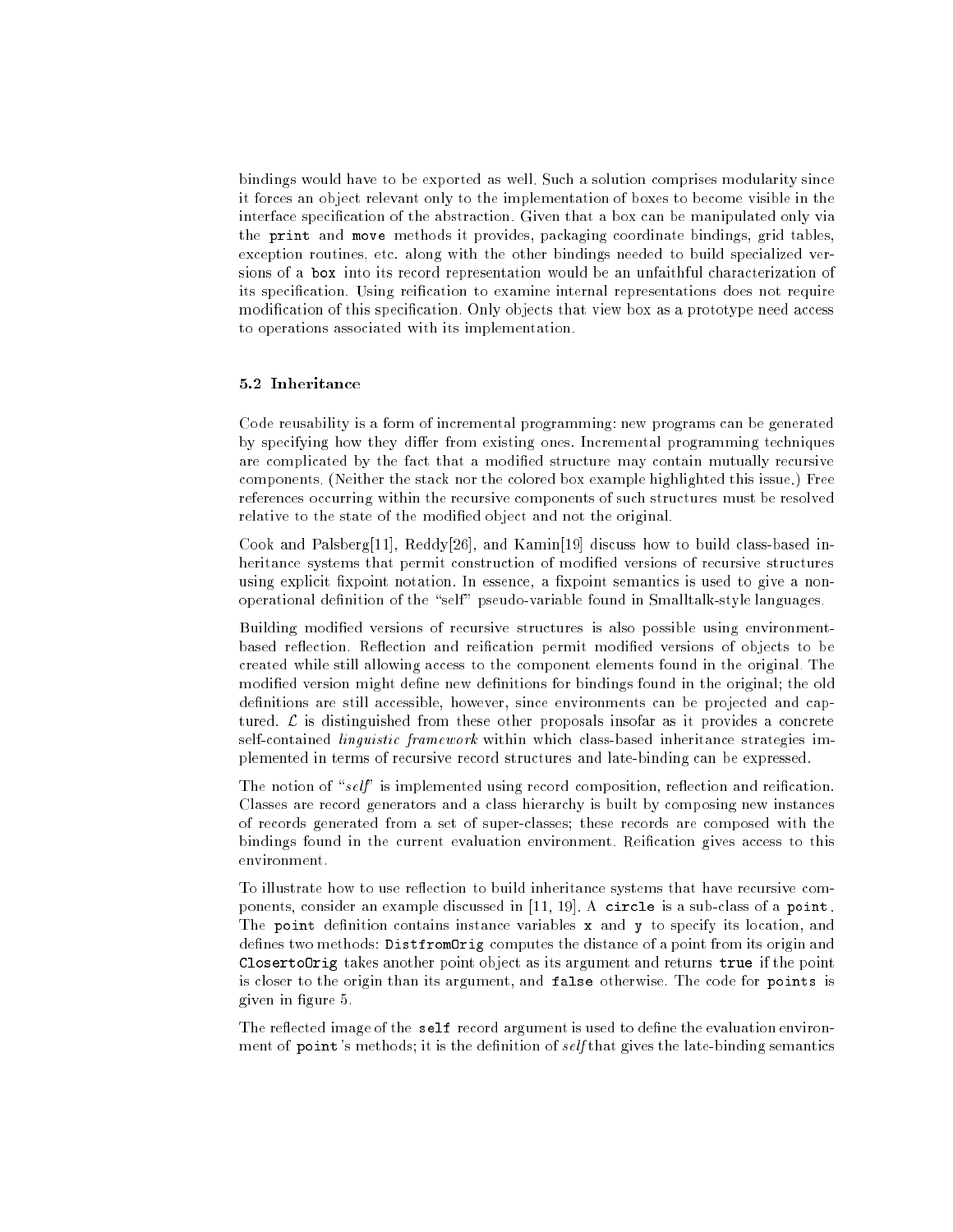bindings would have to be exported as well. Such a solution comprises modularity since it forces an object relevant only to the implementation of boxes to become visible in the interface specification of the abstraction. Given that a box can be manipulated only via the `print` and `move` methods it provides, packaging coordinate bindings, grid tables, exception routines, etc. along with the other bindings needed to build specialized versions of a `box` into its record representation would be an unfaithful characterization of its specification. Using reification to examine internal representations does not require modification of this specification. Only objects that view box as a prototype need access to operations associated with its implementation.

### 5.2 Inheritance

Code reusability is a form of incremental programming: new programs can be generated by specifying how they differ from existing ones. Incremental programming techniques are complicated by the fact that a modified structure may contain mutually recursive components. (Neither the stack nor the colored box example highlighted this issue.) Free references occurring within the recursive components of such structures must be resolved relative to the state of the modified object and not the original.

Cook and Palsberg[11], Reddy[26], and Kamin[19] discuss how to build class-based inheritance systems that permit construction of modified versions of recursive structures using explicit fixpoint notation. In essence, a fixpoint semantics is used to give a non-operational definition of the "self" pseudo-variable found in Smalltalk-style languages.

Building modified versions of recursive structures is also possible using environment-based reflection. Reflection and reification permit modified versions of objects to be created while still allowing access to the component elements found in the original. The modified version might define new definitions for bindings found in the original; the old definitions are still accessible, however, since environments can be projected and captured. $\mathcal{L}$ is distinguished from these other proposals insofar as it provides a concrete self-contained *linguistic framework* within which class-based inheritance strategies implemented in terms of recursive record structures and late-binding can be expressed.

The notion of "*self*" is implemented using record composition, reflection and reification. Classes are record generators and a class hierarchy is built by composing new instances of records generated from a set of super-classes; these records are composed with the bindings found in the current evaluation environment. Reification gives access to this environment.

To illustrate how to use reflection to build inheritance systems that have recursive components, consider an example discussed in [11, 19]. A `circle` is a sub-class of a `point`. The `point` definition contains instance variables `x` and `y` to specify its location, and defines two methods: `DistfromOrig` computes the distance of a point from its origin and `ClosertoOrig` takes another point object as its argument and returns `true` if the point is closer to the origin than its argument, and `false` otherwise. The code for `points` is given in figure 5.

The reflected image of the `self` record argument is used to define the evaluation environment of `point`'s methods; it is the definition of *self* that gives the late-binding semantics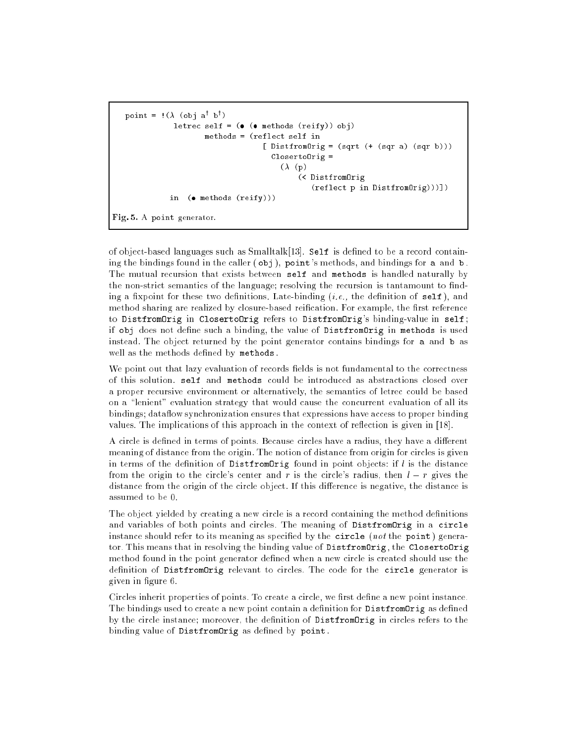```
point = !(λ (obj a† b†)
          letrec self = (• (• methods (reify)) obj)
                 methods = (reflect self in
                              [ DistfromOrig = (sqrt (+ (sqr a) (sqr b)))
                                ClosertoOrig =
                                  (λ (p)
                                      (< DistfromOrig
                                         (reflect p in DistfromOrig)))])
          in  (• methods (reify)))
```

**Fig. 5.** A point generator.

of object-based languages such as Smalltalk[13]. `Self` is defined to be a record containing the bindings found in the caller (`obj`), `point`'s methods, and bindings for `a` and `b`. The mutual recursion that exists between `self` and `methods` is handled naturally by the non-strict semantics of the language; resolving the recursion is tantamount to finding a fixpoint for these two definitions. Late-binding (*i.e.,* the definition of `self`), and method sharing are realized by closure-based reification. For example, the first reference to `DistfromOrig` in `ClosertoOrig` refers to `DistfromOrig`'s binding-value in `self`; if `obj` does not define such a binding, the value of `DistfromOrig` in `methods` is used instead. The object returned by the point generator contains bindings for `a` and `b` as well as the methods defined by `methods`.

We point out that lazy evaluation of records fields is not fundamental to the correctness of this solution. `self` and `methods` could be introduced as abstractions closed over a proper recursive environment or alternatively, the semantics of letrec could be based on a "lenient" evaluation strategy that would cause the concurrent evaluation of all its bindings; dataflow synchronization ensures that expressions have access to proper binding values. The implications of this approach in the context of reflection is given in [18].

A circle is defined in terms of points. Because circles have a radius, they have a different meaning of distance from the origin. The notion of distance from origin for circles is given in terms of the definition of `DistfromOrig` found in point objects: if $l$ is the distance from the origin to the circle's center and $r$ is the circle's radius, then $l - r$ gives the distance from the origin of the circle object. If this difference is negative, the distance is assumed to be 0.

The object yielded by creating a new circle is a record containing the method definitions and variables of both points and circles. The meaning of `DistfromOrig` in a `circle` instance should refer to its meaning as specified by the `circle` (*not* the `point`) generator. This means that in resolving the binding value of `DistfromOrig`, the `ClosertoOrig` method found in the point generator defined when a new circle is created should use the definition of `DistfromOrig` relevant to circles. The code for the `circle` generator is given in figure 6.

Circles inherit properties of points. To create a circle, we first define a new point instance. The bindings used to create a new point contain a definition for `DistfromOrig` as defined by the circle instance; moreover, the definition of `DistfromOrig` in circles refers to the binding value of `DistfromOrig` as defined by `point`.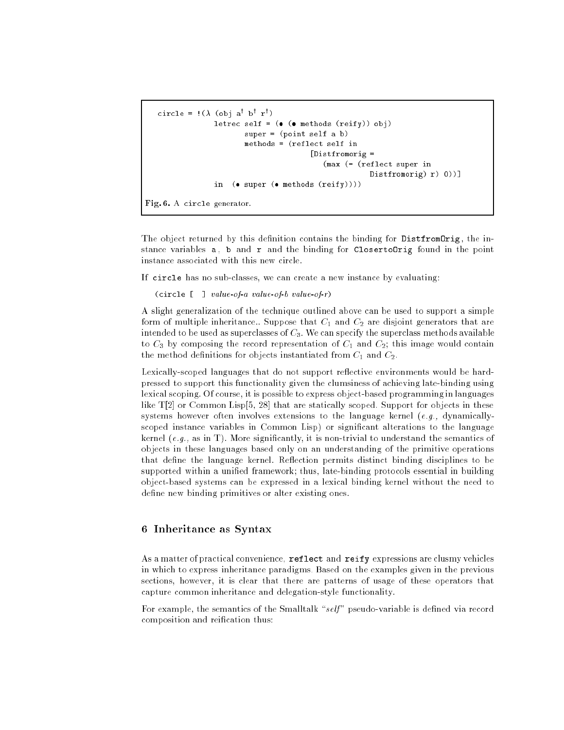```
circle = !(λ (obj a† b† r†)
            letrec self = (• (• methods (reify)) obj)
                   super = (point self a b)
                   methods = (reflect self in
                                [Distfromorig =
                                   (max (- (reflect super in
                                              Distfromorig) r) 0))]
            in  (• super (• methods (reify))))
```

**Fig. 6.** A circle generator.

The object returned by this definition contains the binding for `DistfromOrig`, the instance variables `a`, `b` and `r` and the binding for `ClosertoOrig` found in the point instance associated with this new circle.

If `circle` has no sub-classes, we can create a new instance by evaluating:

`(circle [ ]` *value-of-a value-of-b value-of-r*`)`

A slight generalization of the technique outlined above can be used to support a simple form of multiple inheritance.. Suppose that $C_1$ and $C_2$ are disjoint generators that are intended to be used as superclasses of $C_3$. We can specify the superclass methods available to $C_3$ by composing the record representation of $C_1$ and $C_2$; this image would contain the method definitions for objects instantiated from $C_1$ and $C_2$.

Lexically-scoped languages that do not support reflective environments would be hard-pressed to support this functionality given the clumsiness of achieving late-binding using lexical scoping. Of course, it is possible to express object-based programming in languages like T[2] or Common Lisp[5, 28] that are statically scoped. Support for objects in these systems however often involves extensions to the language kernel (*e.g.,* dynamically-scoped instance variables in Common Lisp) or significant alterations to the language kernel (*e.g.,* as in T). More significantly, it is non-trivial to understand the semantics of objects in these languages based only on an understanding of the primitive operations that define the language kernel. Reflection permits distinct binding disciplines to be supported within a unified framework; thus, late-binding protocols essential in building object-based systems can be expressed in a lexical binding kernel without the need to define new binding primitives or alter existing ones.

## 6 Inheritance as Syntax

As a matter of practical convenience, **reflect** and **reify** expressions are clusmy vehicles in which to express inheritance paradigms. Based on the examples given in the previous sections, however, it is clear that there are patterns of usage of these operators that capture common inheritance and delegation-style functionality.

For example, the semantics of the Smalltalk "*self*" pseudo-variable is defined via record composition and reification thus: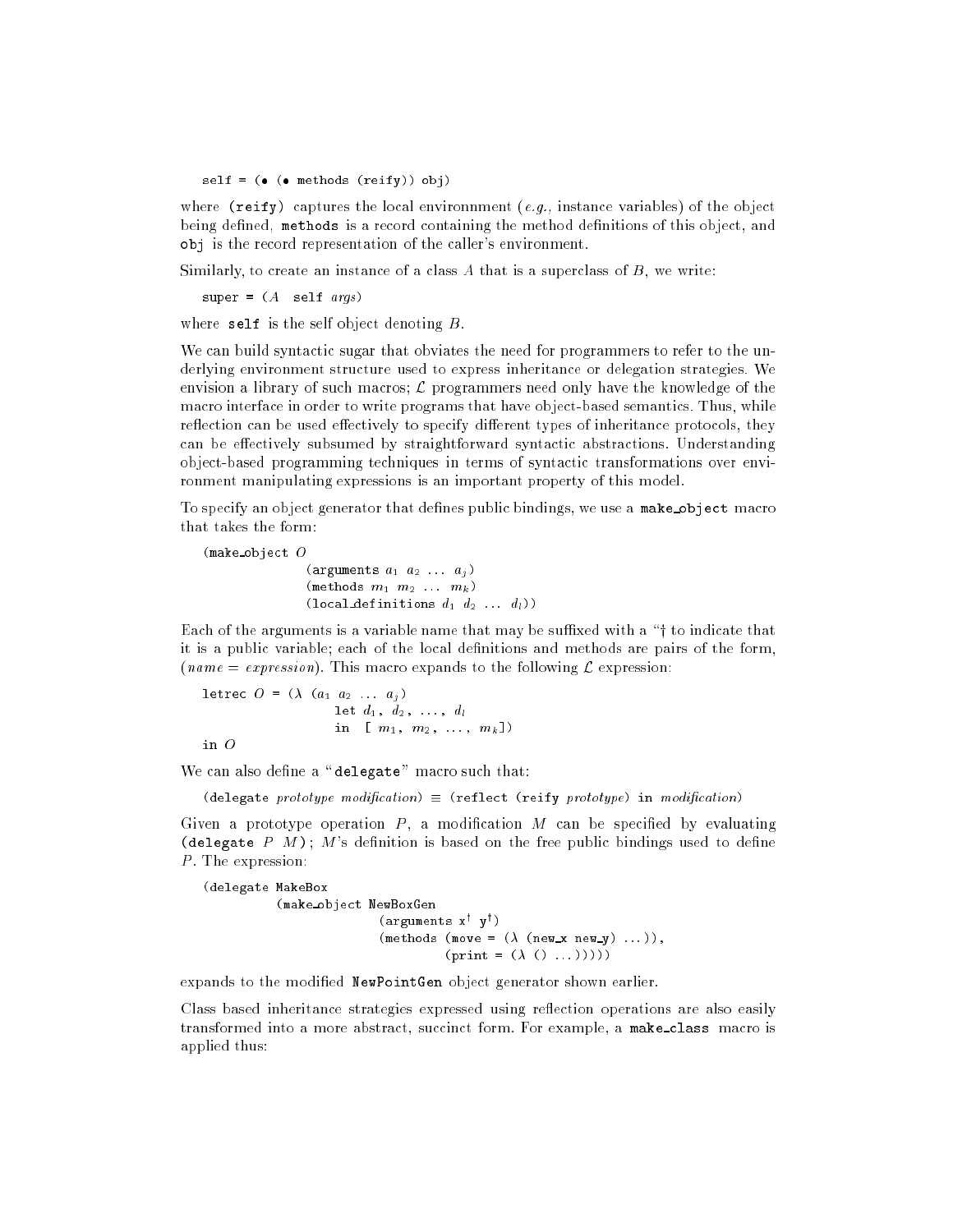```
self = (• (• methods (reify)) obj)
```

where `(reify)` captures the local environnment (*e.g.,* instance variables) of the object being defined, `methods` is a record containing the method definitions of this object, and `obj` is the record representation of the caller's environment.

Similarly, to create an instance of a class $A$ that is a superclass of $B$, we write:

```
super = (A  self args)
```

where `self` is the self object denoting $B$.

We can build syntactic sugar that obviates the need for programmers to refer to the underlying environment structure used to express inheritance or delegation strategies. We envision a library of such macros; $\mathcal{L}$ programmers need only have the knowledge of the macro interface in order to write programs that have object-based semantics. Thus, while reflection can be used effectively to specify different types of inheritance protocols, they can be effectively subsumed by straightforward syntactic abstractions. Understanding object-based programming techniques in terms of syntactic transformations over environment manipulating expressions is an important property of this model.

To specify an object generator that defines public bindings, we use a `make_object` macro that takes the form:

```
(make_object O
             (arguments a1 a2 ... aj)
             (methods m1 m2 ... mk)
             (local_definitions d1 d2 ... dl))
```

Each of the arguments is a variable name that may be suffixed with a "† to indicate that it is a public variable; each of the local definitions and methods are pairs of the form, (*name* = *expression*). This macro expands to the following $\mathcal{L}$ expression:

```
letrec O = (λ (a1 a2 ... aj)
                let d1, d2, ..., dl
                in  [ m1, m2, ..., mk])
in O
```

We can also define a "`delegate`" macro such that:

```
(delegate prototype modification) ≡ (reflect (reify prototype) in modification)
```

Given a prototype operation $P$, a modification $M$ can be specified by evaluating `(delegate` $P$ $M$`)`; $M$'s definition is based on the free public bindings used to define $P$. The expression:

```
(delegate MakeBox
          (make_object NewBoxGen
                       (arguments x† y†)
                       (methods (move = (λ (new_x new_y) ...)),
                                (print = (λ () ...)))))
```

expands to the modified `NewPointGen` object generator shown earlier.

Class based inheritance strategies expressed using reflection operations are also easily transformed into a more abstract, succinct form. For example, a `make_class` macro is applied thus: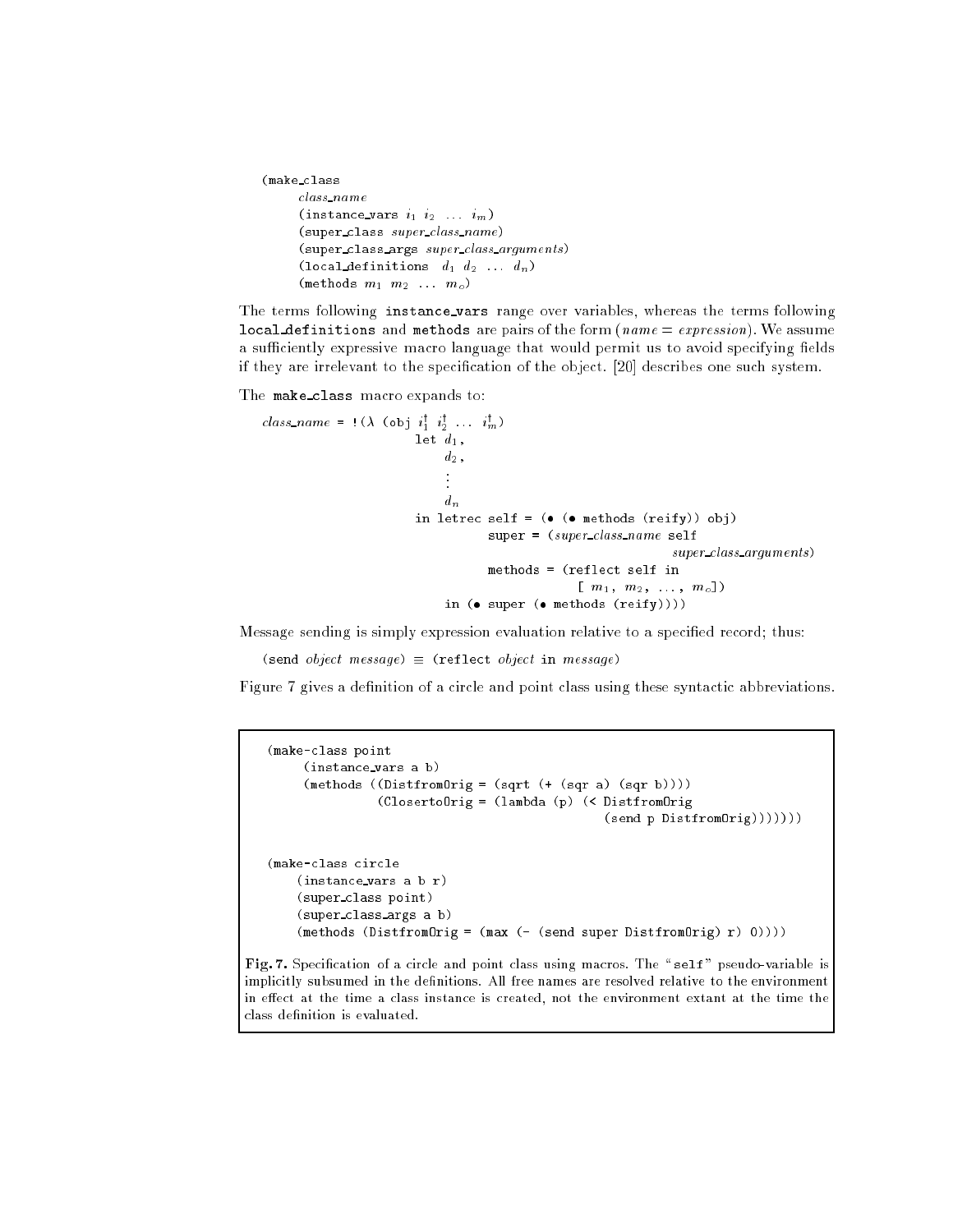```
(make_class
    class_name
    (instance_vars i1 i2 ... im)
    (super_class super_class_name)
    (super_class_args super_class_arguments)
    (local_definitions d1 d2 ... dn)
    (methods m1 m2 ... mo)
```

The terms following `instance_vars` range over variables, whereas the terms following `local_definitions` and `methods` are pairs of the form (*name* = *expression*). We assume a sufficiently expressive macro language that would permit us to avoid specifying fields if they are irrelevant to the specification of the object. [20] describes one such system.

The `make_class` macro expands to:

```
class_name = !(λ (obj i1† i2† ... im†)
                 let d1,
                     d2,
                     ⋮
                     dn
                 in letrec self = (• (• methods (reify)) obj)
                           super = (super_class_name self
                                                  super_class_arguments)
                           methods = (reflect self in
                                         [ m1, m2, ..., mo])
                    in (• super (• methods (reify))))
```

Message sending is simply expression evaluation relative to a specified record; thus:

(send *object* *message*) ≡ (reflect *object* in *message*)

Figure 7 gives a definition of a circle and point class using these syntactic abbreviations.

```
(make-class point
    (instance_vars a b)
    (methods ((DistfromOrig = (sqrt (+ (sqr a) (sqr b))))
              (ClosertoOrig = (lambda (p) (< DistfromOrig
                                             (send p DistfromOrig)))))))


(make-class circle
    (instance_vars a b r)
    (super_class point)
    (super_class_args a b)
    (methods (DistfromOrig = (max (- (send super DistfromOrig) r) 0))))
```

**Fig. 7.** Specification of a circle and point class using macros. The "self" pseudo-variable is implicitly subsumed in the definitions. All free names are resolved relative to the environment in effect at the time a class instance is created, not the environment extant at the time the class definition is evaluated.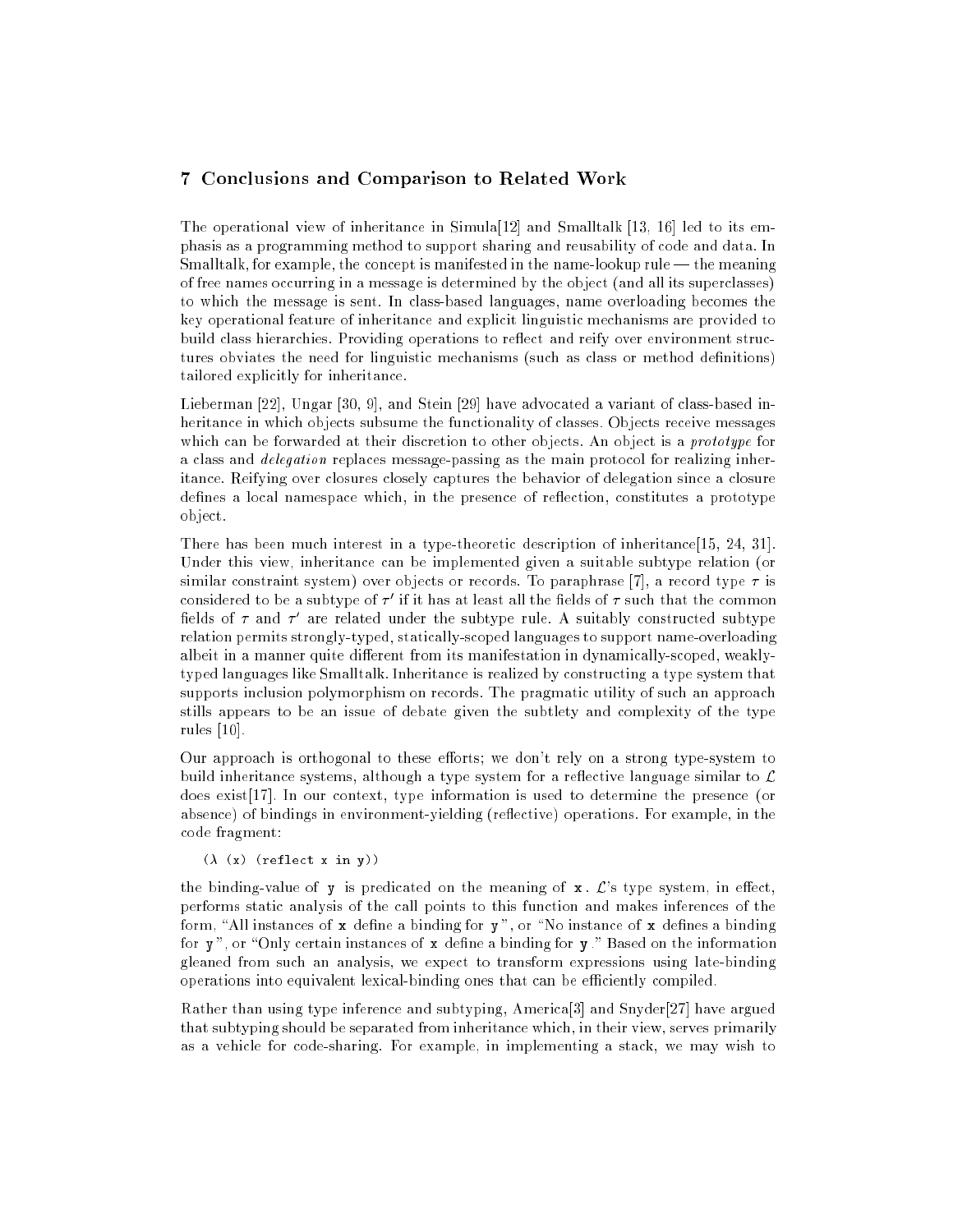## 7 Conclusions and Comparison to Related Work

The operational view of inheritance in Simula[12] and Smalltalk [13, 16] led to its emphasis as a programming method to support sharing and reusability of code and data. In Smalltalk, for example, the concept is manifested in the name-lookup rule — the meaning of free names occurring in a message is determined by the object (and all its superclasses) to which the message is sent. In class-based languages, name overloading becomes the key operational feature of inheritance and explicit linguistic mechanisms are provided to build class hierarchies. Providing operations to reflect and reify over environment structures obviates the need for linguistic mechanisms (such as class or method definitions) tailored explicitly for inheritance.

Lieberman [22], Ungar [30, 9], and Stein [29] have advocated a variant of class-based inheritance in which objects subsume the functionality of classes. Objects receive messages which can be forwarded at their discretion to other objects. An object is a *prototype* for a class and *delegation* replaces message-passing as the main protocol for realizing inheritance. Reifying over closures closely captures the behavior of delegation since a closure defines a local namespace which, in the presence of reflection, constitutes a prototype object.

There has been much interest in a type-theoretic description of inheritance[15, 24, 31]. Under this view, inheritance can be implemented given a suitable subtype relation (or similar constraint system) over objects or records. To paraphrase [7], a record type $\tau$ is considered to be a subtype of $\tau'$ if it has at least all the fields of $\tau$ such that the common fields of $\tau$ and $\tau'$ are related under the subtype rule. A suitably constructed subtype relation permits strongly-typed, statically-scoped languages to support name-overloading albeit in a manner quite different from its manifestation in dynamically-scoped, weakly-typed languages like Smalltalk. Inheritance is realized by constructing a type system that supports inclusion polymorphism on records. The pragmatic utility of such an approach stills appears to be an issue of debate given the subtlety and complexity of the type rules [10].

Our approach is orthogonal to these efforts; we don't rely on a strong type-system to build inheritance systems, although a type system for a reflective language similar to $\mathcal{L}$ does exist[17]. In our context, type information is used to determine the presence (or absence) of bindings in environment-yielding (reflective) operations. For example, in the code fragment:

```
(λ (x) (reflect x in y))
```

the binding-value of `y` is predicated on the meaning of `x`. $\mathcal{L}$'s type system, in effect, performs static analysis of the call points to this function and makes inferences of the form, "All instances of `x` define a binding for `y`", or "No instance of `x` defines a binding for `y`", or "Only certain instances of `x` define a binding for `y`." Based on the information gleaned from such an analysis, we expect to transform expressions using late-binding operations into equivalent lexical-binding ones that can be efficiently compiled.

Rather than using type inference and subtyping, America[3] and Snyder[27] have argued that subtyping should be separated from inheritance which, in their view, serves primarily as a vehicle for code-sharing. For example, in implementing a stack, we may wish to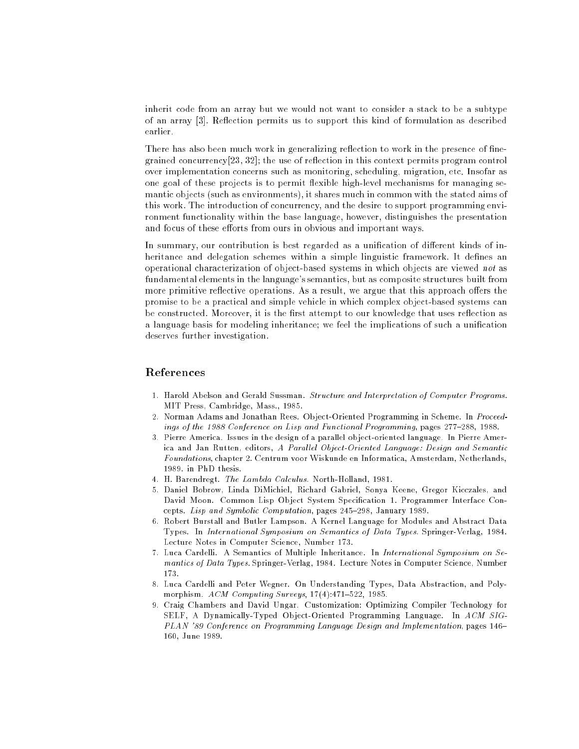inherit code from an array but we would not want to consider a stack to be a subtype of an array [3]. Reflection permits us to support this kind of formulation as described earlier.

There has also been much work in generalizing reflection to work in the presence of fine-grained concurrency[23, 32]; the use of reflection in this context permits program control over implementation concerns such as monitoring, scheduling, migration, etc. Insofar as one goal of these projects is to permit flexible high-level mechanisms for managing semantic objects (such as environments), it shares much in common with the stated aims of this work. The introduction of concurrency, and the desire to support programming environment functionality within the base language, however, distinguishes the presentation and focus of these efforts from ours in obvious and important ways.

In summary, our contribution is best regarded as a unification of different kinds of inheritance and delegation schemes within a simple linguistic framework. It defines an operational characterization of object-based systems in which objects are viewed *not* as fundamental elements in the language's semantics, but as composite structures built from more primitive reflective operations. As a result, we argue that this approach offers the promise to be a practical and simple vehicle in which complex object-based systems can be constructed. Moreover, it is the first attempt to our knowledge that uses reflection as a language basis for modeling inheritance; we feel the implications of such a unification deserves further investigation.

## References

1. Harold Abelson and Gerald Sussman. *Structure and Interpretation of Computer Programs*. MIT Press, Cambridge, Mass., 1985.
2. Norman Adams and Jonathan Rees. Object-Oriented Programming in Scheme. In *Proceedings of the 1988 Conference on Lisp and Functional Programming*, pages 277–288, 1988.
3. Pierre America. Issues in the design of a parallel object-oriented language. In Pierre America and Jan Rutten, editors, *A Parallel Object-Oriented Language: Design and Semantic Foundations*, chapter 2. Centrum voor Wiskunde en Informatica, Amsterdam, Netherlands, 1989. in PhD thesis.
4. H. Barendregt. *The Lambda Calculus*. North-Holland, 1981.
5. Daniel Bobrow, Linda DiMichiel, Richard Gabriel, Sonya Keene, Gregor Kicczales, and David Moon. Common Lisp Object System Specification 1. Programmer Interface Concepts. *Lisp and Symbolic Computation*, pages 245–298, January 1989.
6. Robert Burstall and Butler Lampson. A Kernel Language for Modules and Abstract Data Types. In *International Symposium on Semantics of Data Types*. Springer-Verlag, 1984. Lecture Notes in Computer Science, Number 173.
7. Luca Cardelli. A Semantics of Multiple Inheritance. In *International Symposium on Semantics of Data Types*. Springer-Verlag, 1984. Lecture Notes in Computer Science, Number 173.
8. Luca Cardelli and Peter Wegner. On Understanding Types, Data Abstraction, and Polymorphism. *ACM Computing Surveys*, 17(4):471–522, 1985.
9. Craig Chambers and David Ungar. Customization: Optimizing Compiler Technology for SELF, A Dynamically-Typed Object-Oriented Programming Language. In *ACM SIGPLAN '89 Conference on Programming Language Design and Implementation*, pages 146–160, June 1989.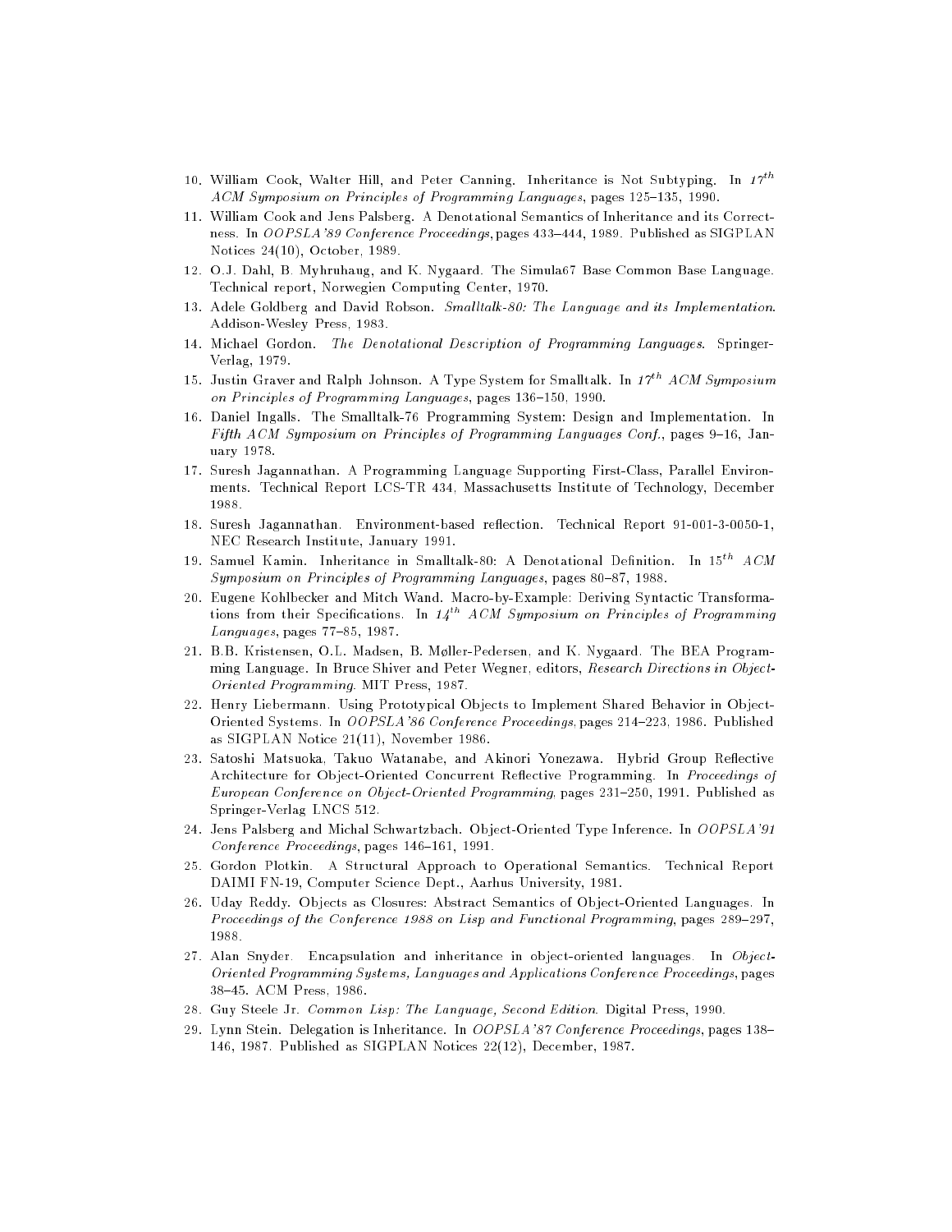10. William Cook, Walter Hill, and Peter Canning. Inheritance is Not Subtyping. In *17th ACM Symposium on Principles of Programming Languages*, pages 125–135, 1990.

11. William Cook and Jens Palsberg. A Denotational Semantics of Inheritance and its Correctness. In *OOPSLA'89 Conference Proceedings*, pages 433–444, 1989. Published as SIGPLAN Notices 24(10), October, 1989.

12. O.J. Dahl, B. Myhruhaug, and K. Nygaard. The Simula67 Base Common Base Language. Technical report, Norwegien Computing Center, 1970.

13. Adele Goldberg and David Robson. *Smalltalk-80: The Language and its Implementation*. Addison-Wesley Press, 1983.

14. Michael Gordon. *The Denotational Description of Programming Languages*. Springer-Verlag, 1979.

15. Justin Graver and Ralph Johnson. A Type System for Smalltalk. In *17th ACM Symposium on Principles of Programming Languages*, pages 136–150, 1990.

16. Daniel Ingalls. The Smalltalk-76 Programming System: Design and Implementation. In *Fifth ACM Symposium on Principles of Programming Languages Conf.*, pages 9–16, January 1978.

17. Suresh Jagannathan. A Programming Language Supporting First-Class, Parallel Environments. Technical Report LCS-TR 434, Massachusetts Institute of Technology, December 1988.

18. Suresh Jagannathan. Environment-based reflection. Technical Report 91-001-3-0050-1, NEC Research Institute, January 1991.

19. Samuel Kamin. Inheritance in Smalltalk-80: A Denotational Definition. In *15th ACM Symposium on Principles of Programming Languages*, pages 80–87, 1988.

20. Eugene Kohlbecker and Mitch Wand. Macro-by-Example: Deriving Syntactic Transformations from their Specifications. In *14th ACM Symposium on Principles of Programming Languages*, pages 77–85, 1987.

21. B.B. Kristensen, O.L. Madsen, B. Møller-Pedersen, and K. Nygaard. The BEA Programming Language. In Bruce Shiver and Peter Wegner, editors, *Research Directions in Object-Oriented Programming*. MIT Press, 1987.

22. Henry Liebermann. Using Prototypical Objects to Implement Shared Behavior in Object-Oriented Systems. In *OOPSLA'86 Conference Proceedings*, pages 214–223, 1986. Published as SIGPLAN Notice 21(11), November 1986.

23. Satoshi Matsuoka, Takuo Watanabe, and Akinori Yonezawa. Hybrid Group Reflective Architecture for Object-Oriented Concurrent Reflective Programming. In *Proceedings of European Conference on Object-Oriented Programming*, pages 231–250, 1991. Published as Springer-Verlag LNCS 512.

24. Jens Palsberg and Michal Schwartzbach. Object-Oriented Type Inference. In *OOPSLA'91 Conference Proceedings*, pages 146–161, 1991.

25. Gordon Plotkin. A Structural Approach to Operational Semantics. Technical Report DAIMI FN-19, Computer Science Dept., Aarhus University, 1981.

26. Uday Reddy. Objects as Closures: Abstract Semantics of Object-Oriented Languages. In *Proceedings of the Conference 1988 on Lisp and Functional Programming*, pages 289–297, 1988.

27. Alan Snyder. Encapsulation and inheritance in object-oriented languages. In *Object-Oriented Programming Systems, Languages and Applications Conference Proceedings*, pages 38–45. ACM Press, 1986.

28. Guy Steele Jr. *Common Lisp: The Language, Second Edition*. Digital Press, 1990.

29. Lynn Stein. Delegation is Inheritance. In *OOPSLA'87 Conference Proceedings*, pages 138–146, 1987. Published as SIGPLAN Notices 22(12), December, 1987.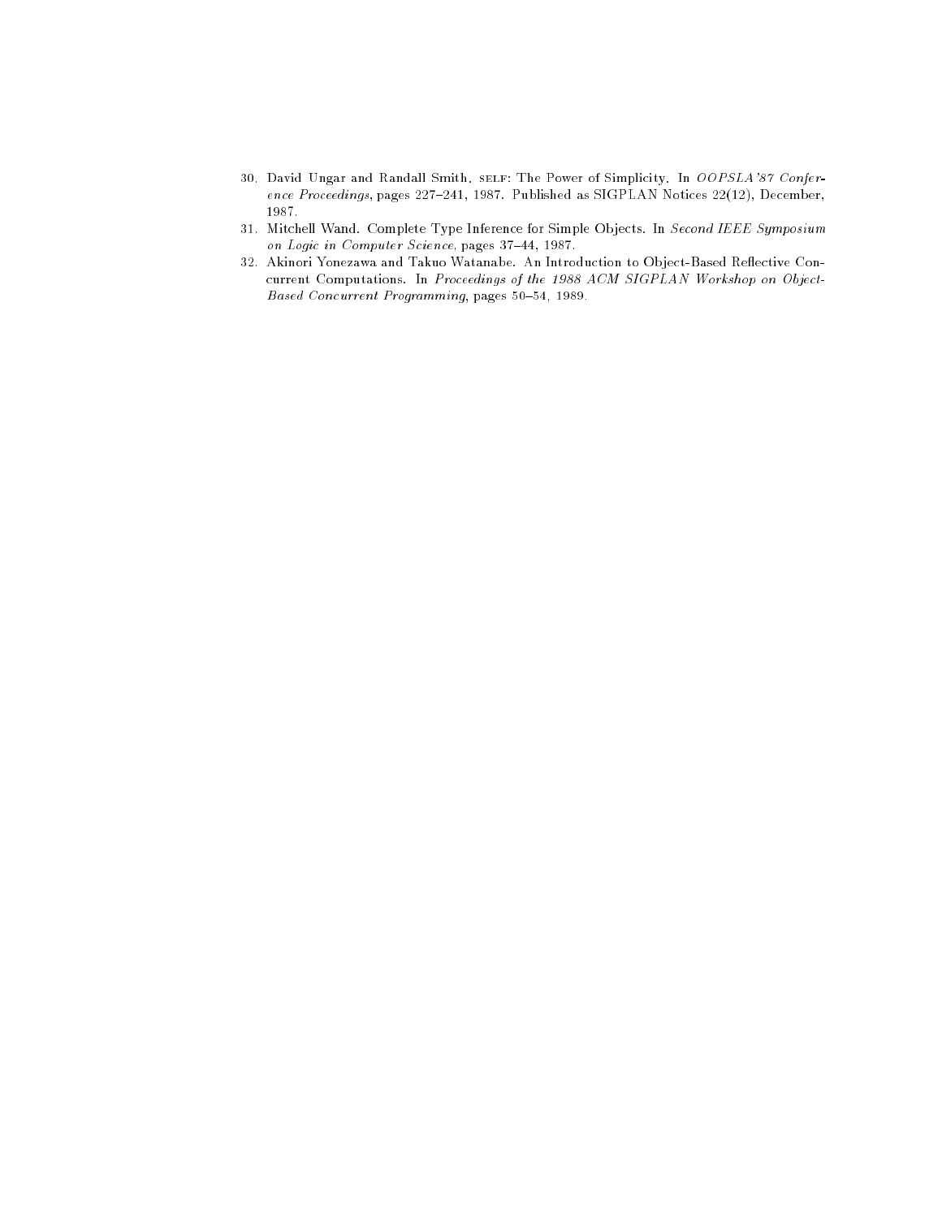30. David Ungar and Randall Smith. SELF: The Power of Simplicity. In *OOPSLA'87 Conference Proceedings*, pages 227–241, 1987. Published as SIGPLAN Notices 22(12), December, 1987.
31. Mitchell Wand. Complete Type Inference for Simple Objects. In *Second IEEE Symposium on Logic in Computer Science*, pages 37–44, 1987.
32. Akinori Yonezawa and Takuo Watanabe. An Introduction to Object-Based Reflective Concurrent Computations. In *Proceedings of the 1988 ACM SIGPLAN Workshop on Object-Based Concurrent Programming*, pages 50–54, 1989.